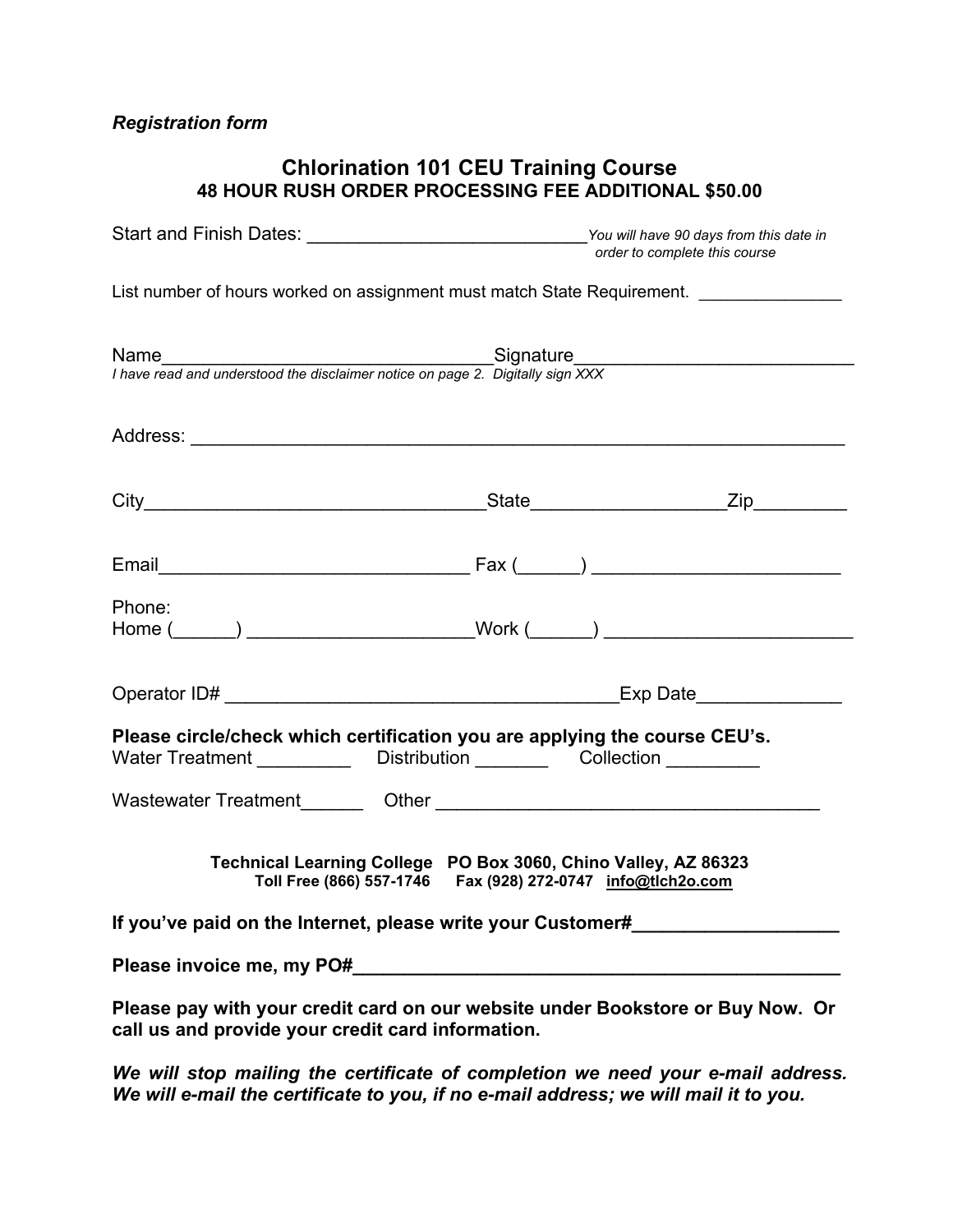*Registration form*

## Chlorination 101 CEU Training Course

**48 HOUR RUSH ORDER PROCESSING FEE ADDITIONAL $50.00**

Start and Finish Dates: ____________________________ *You will have 90 days from this date in order to complete this course*

List number of hours worked on assignment must match State Requirement. _______________

Name_________________________________Signature___________________________

*I have read and understood the disclaimer notice on page 2. Digitally sign XXX*

Address: _________________________________________________________________

City_________________________________State___________________Zip_________

Email______________________________ Fax (______) ________________________

Phone:
Home (______) ______________________Work (______) ________________________

Operator ID# _______________________________________Exp Date______________

**Please circle/check which certification you are applying the course CEU's.**

Water Treatment _________ Distribution _______ Collection _________

Wastewater Treatment______ Other _____________________________________

**Technical Learning College PO Box 3060, Chino Valley, AZ 86323**
**Toll Free (866) 557-1746 Fax (928) 272-0747 info@tlch2o.com**

**If you've paid on the Internet, please write your Customer#____________________**

**Please invoice me, my PO#________________________________________________**

**Please pay with your credit card on our website under Bookstore or Buy Now. Or call us and provide your credit card information.**

***We will stop mailing the certificate of completion we need your e-mail address. We will e-mail the certificate to you, if no e-mail address; we will mail it to you.***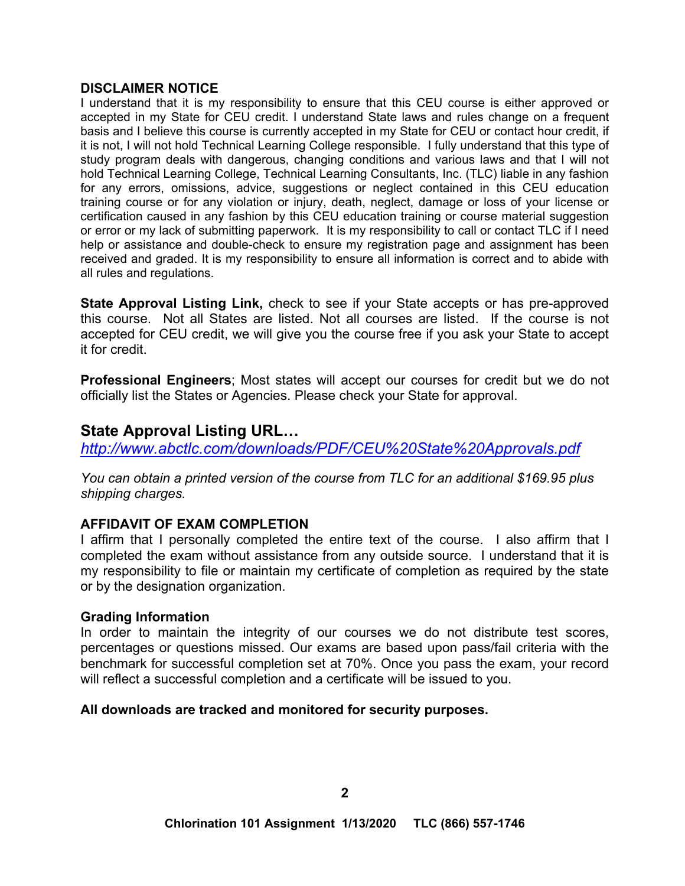**DISCLAIMER NOTICE**

I understand that it is my responsibility to ensure that this CEU course is either approved or accepted in my State for CEU credit. I understand State laws and rules change on a frequent basis and I believe this course is currently accepted in my State for CEU or contact hour credit, if it is not, I will not hold Technical Learning College responsible. I fully understand that this type of study program deals with dangerous, changing conditions and various laws and that I will not hold Technical Learning College, Technical Learning Consultants, Inc. (TLC) liable in any fashion for any errors, omissions, advice, suggestions or neglect contained in this CEU education training course or for any violation or injury, death, neglect, damage or loss of your license or certification caused in any fashion by this CEU education training or course material suggestion or error or my lack of submitting paperwork. It is my responsibility to call or contact TLC if I need help or assistance and double-check to ensure my registration page and assignment has been received and graded. It is my responsibility to ensure all information is correct and to abide with all rules and regulations.

**State Approval Listing Link,** check to see if your State accepts or has pre-approved this course. Not all States are listed. Not all courses are listed. If the course is not accepted for CEU credit, we will give you the course free if you ask your State to accept it for credit.

**Professional Engineers**; Most states will accept our courses for credit but we do not officially list the States or Agencies. Please check your State for approval.

## State Approval Listing URL…

*http://www.abctlc.com/downloads/PDF/CEU%20State%20Approvals.pdf*

*You can obtain a printed version of the course from TLC for an additional $169.95 plus shipping charges.*

**AFFIDAVIT OF EXAM COMPLETION**

I affirm that I personally completed the entire text of the course. I also affirm that I completed the exam without assistance from any outside source. I understand that it is my responsibility to file or maintain my certificate of completion as required by the state or by the designation organization.

**Grading Information**

In order to maintain the integrity of our courses we do not distribute test scores, percentages or questions missed. Our exams are based upon pass/fail criteria with the benchmark for successful completion set at 70%. Once you pass the exam, your record will reflect a successful completion and a certificate will be issued to you.

**All downloads are tracked and monitored for security purposes.**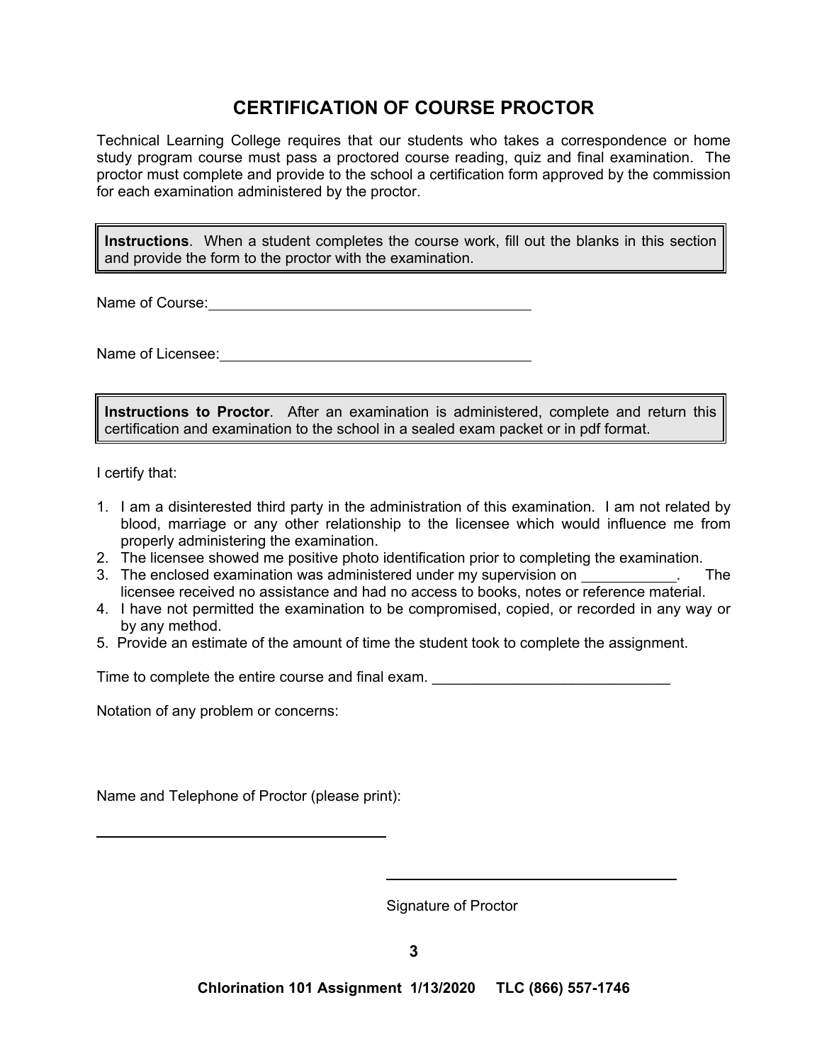# CERTIFICATION OF COURSE PROCTOR

Technical Learning College requires that our students who takes a correspondence or home study program course must pass a proctored course reading, quiz and final examination. The proctor must complete and provide to the school a certification form approved by the commission for each examination administered by the proctor.

> **Instructions**. When a student completes the course work, fill out the blanks in this section and provide the form to the proctor with the examination.

Name of Course:_______________________________________

Name of Licensee:_____________________________________

> **Instructions to Proctor**. After an examination is administered, complete and return this certification and examination to the school in a sealed exam packet or in pdf format.

I certify that:

1. I am a disinterested third party in the administration of this examination. I am not related by blood, marriage or any other relationship to the licensee which would influence me from properly administering the examination.
2. The licensee showed me positive photo identification prior to completing the examination.
3. The enclosed examination was administered under my supervision on ____________. The licensee received no assistance and had no access to books, notes or reference material.
4. I have not permitted the examination to be compromised, copied, or recorded in any way or by any method.
5. Provide an estimate of the amount of time the student took to complete the assignment.

Time to complete the entire course and final exam. ______________________________

Notation of any problem or concerns:

Name and Telephone of Proctor (please print):

_____________________________________

_____________________________________

Signature of Proctor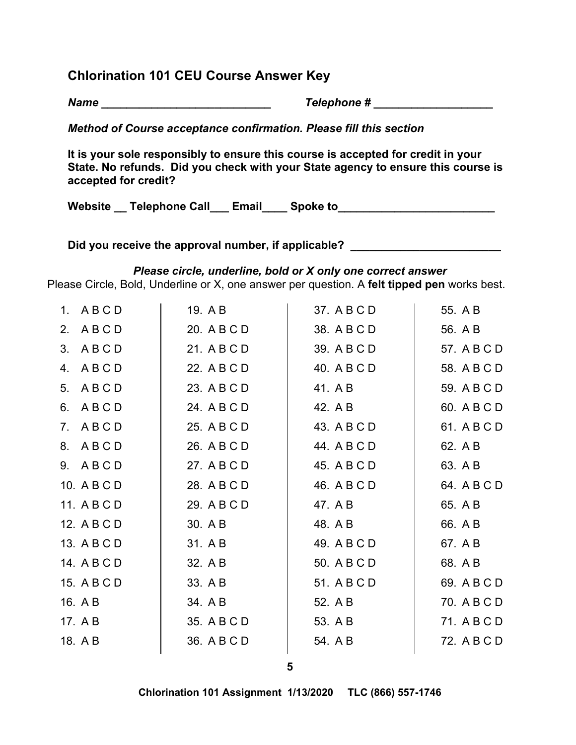## Chlorination 101 CEU Course Answer Key

***Name \_\_\_\_\_\_\_\_\_\_\_\_\_\_\_\_\_\_\_\_\_\_\_\_\_\_\_*** ***Telephone # \_\_\_\_\_\_\_\_\_\_\_\_\_\_\_\_\_\_\_***

***Method of Course acceptance confirmation. Please fill this section***

**It is your sole responsibly to ensure this course is accepted for credit in your State. No refunds. Did you check with your State agency to ensure this course is accepted for credit?**

**Website \_\_ Telephone Call\_\_\_ Email\_\_\_\_ Spoke to\_\_\_\_\_\_\_\_\_\_\_\_\_\_\_\_\_\_\_\_\_\_\_\_\_**

**Did you receive the approval number, if applicable? \_\_\_\_\_\_\_\_\_\_\_\_\_\_\_\_\_\_\_\_\_\_\_\_**

***Please circle, underline, bold or X only one correct answer***

Please Circle, Bold, Underline or X, one answer per question. A **felt tipped pen** works best.

| | | | |
|---|---|---|---|
| 1. A B C D | 19. A B | 37. A B C D | 55. A B |
| 2. A B C D | 20. A B C D | 38. A B C D | 56. A B |
| 3. A B C D | 21. A B C D | 39. A B C D | 57. A B C D |
| 4. A B C D | 22. A B C D | 40. A B C D | 58. A B C D |
| 5. A B C D | 23. A B C D | 41. A B | 59. A B C D |
| 6. A B C D | 24. A B C D | 42. A B | 60. A B C D |
| 7. A B C D | 25. A B C D | 43. A B C D | 61. A B C D |
| 8. A B C D | 26. A B C D | 44. A B C D | 62. A B |
| 9. A B C D | 27. A B C D | 45. A B C D | 63. A B |
| 10. A B C D | 28. A B C D | 46. A B C D | 64. A B C D |
| 11. A B C D | 29. A B C D | 47. A B | 65. A B |
| 12. A B C D | 30. A B | 48. A B | 66. A B |
| 13. A B C D | 31. A B | 49. A B C D | 67. A B |
| 14. A B C D | 32. A B | 50. A B C D | 68. A B |
| 15. A B C D | 33. A B | 51. A B C D | 69. A B C D |
| 16. A B | 34. A B | 52. A B | 70. A B C D |
| 17. A B | 35. A B C D | 53. A B | 71. A B C D |
| 18. A B | 36. A B C D | 54. A B | 72. A B C D |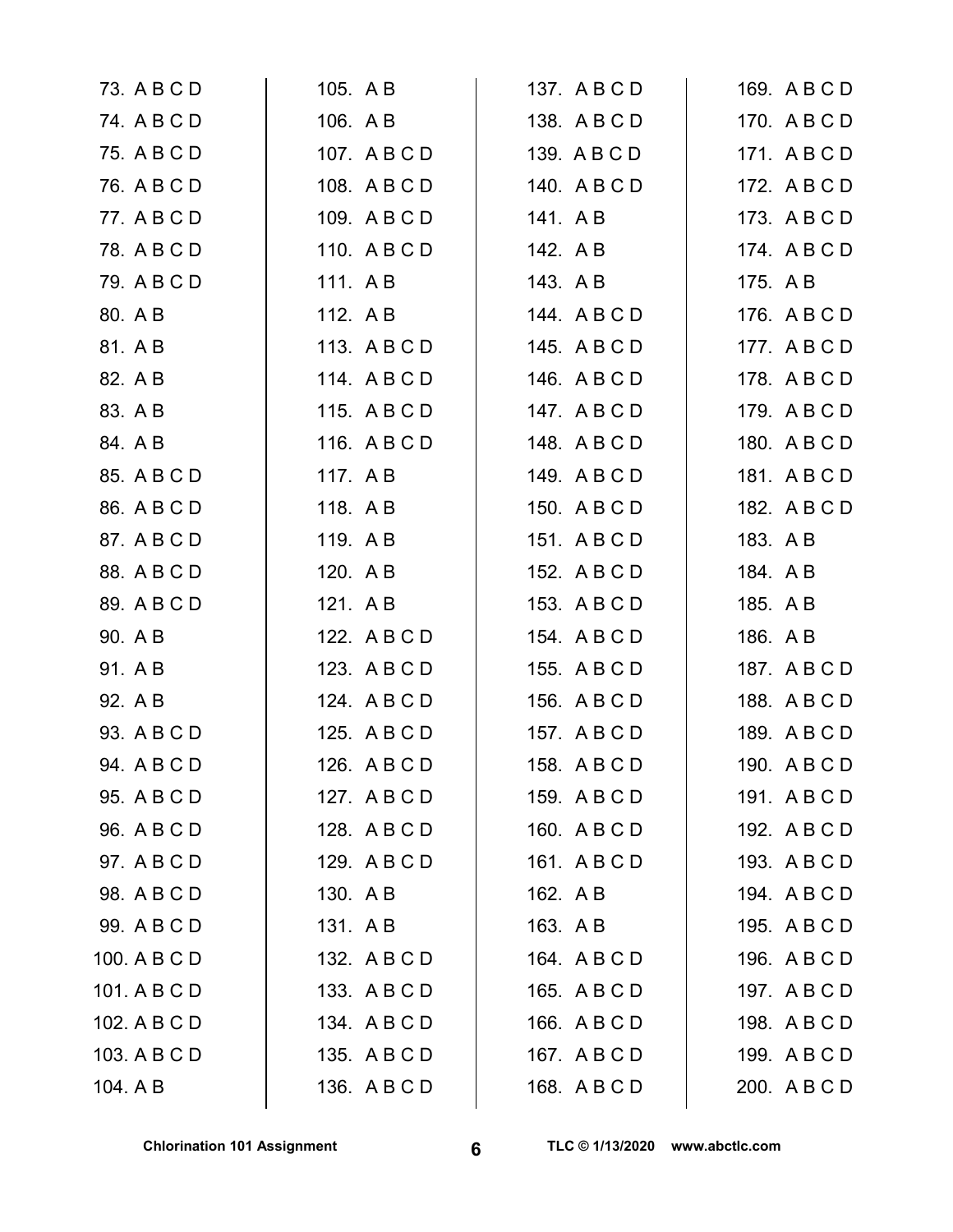73. A B C D
74. A B C D
75. A B C D
76. A B C D
77. A B C D
78. A B C D
79. A B C D
80. A B
81. A B
82. A B
83. A B
84. A B
85. A B C D
86. A B C D
87. A B C D
88. A B C D
89. A B C D
90. A B
91. A B
92. A B
93. A B C D
94. A B C D
95. A B C D
96. A B C D
97. A B C D
98. A B C D
99. A B C D
100. A B C D
101. A B C D
102. A B C D
103. A B C D
104. A B
105. A B
106. A B
107. A B C D
108. A B C D
109. A B C D
110. A B C D
111. A B
112. A B
113. A B C D
114. A B C D
115. A B C D
116. A B C D
117. A B
118. A B
119. A B
120. A B
121. A B
122. A B C D
123. A B C D
124. A B C D
125. A B C D
126. A B C D
127. A B C D
128. A B C D
129. A B C D
130. A B
131. A B
132. A B C D
133. A B C D
134. A B C D
135. A B C D
136. A B C D
137. A B C D
138. A B C D
139. A B C D
140. A B C D
141. A B
142. A B
143. A B
144. A B C D
145. A B C D
146. A B C D
147. A B C D
148. A B C D
149. A B C D
150. A B C D
151. A B C D
152. A B C D
153. A B C D
154. A B C D
155. A B C D
156. A B C D
157. A B C D
158. A B C D
159. A B C D
160. A B C D
161. A B C D
162. A B
163. A B
164. A B C D
165. A B C D
166. A B C D
167. A B C D
168. A B C D
169. A B C D
170. A B C D
171. A B C D
172. A B C D
173. A B C D
174. A B C D
175. A B
176. A B C D
177. A B C D
178. A B C D
179. A B C D
180. A B C D
181. A B C D
182. A B C D
183. A B
184. A B
185. A B
186. A B
187. A B C D
188. A B C D
189. A B C D
190. A B C D
191. A B C D
192. A B C D
193. A B C D
194. A B C D
195. A B C D
196. A B C D
197. A B C D
198. A B C D
199. A B C D
200. A B C D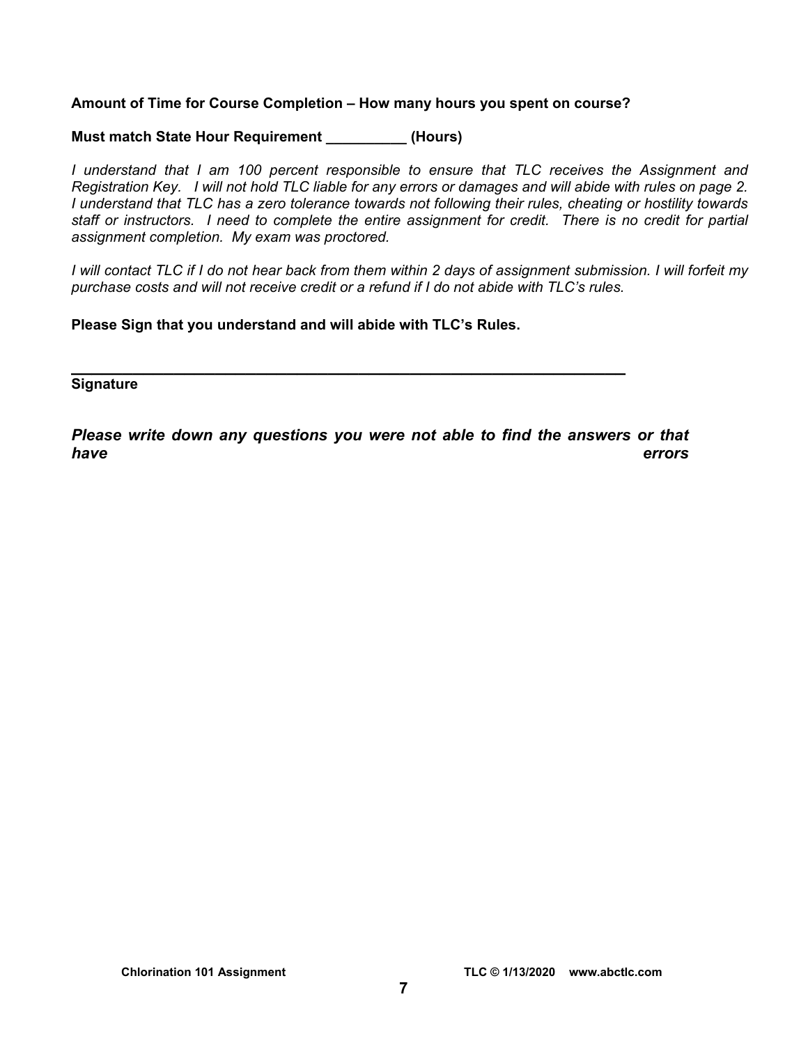**Amount of Time for Course Completion – How many hours you spent on course?**

**Must match State Hour Requirement __________ (Hours)**

*I understand that I am 100 percent responsible to ensure that TLC receives the Assignment and Registration Key. I will not hold TLC liable for any errors or damages and will abide with rules on page 2. I understand that TLC has a zero tolerance towards not following their rules, cheating or hostility towards staff or instructors. I need to complete the entire assignment for credit. There is no credit for partial assignment completion. My exam was proctored.*

*I will contact TLC if I do not hear back from them within 2 days of assignment submission. I will forfeit my purchase costs and will not receive credit or a refund if I do not abide with TLC's rules.*

**Please Sign that you understand and will abide with TLC's Rules.**

_________________________________________________________________

**Signature**

***Please write down any questions you were not able to find the answers or that have errors***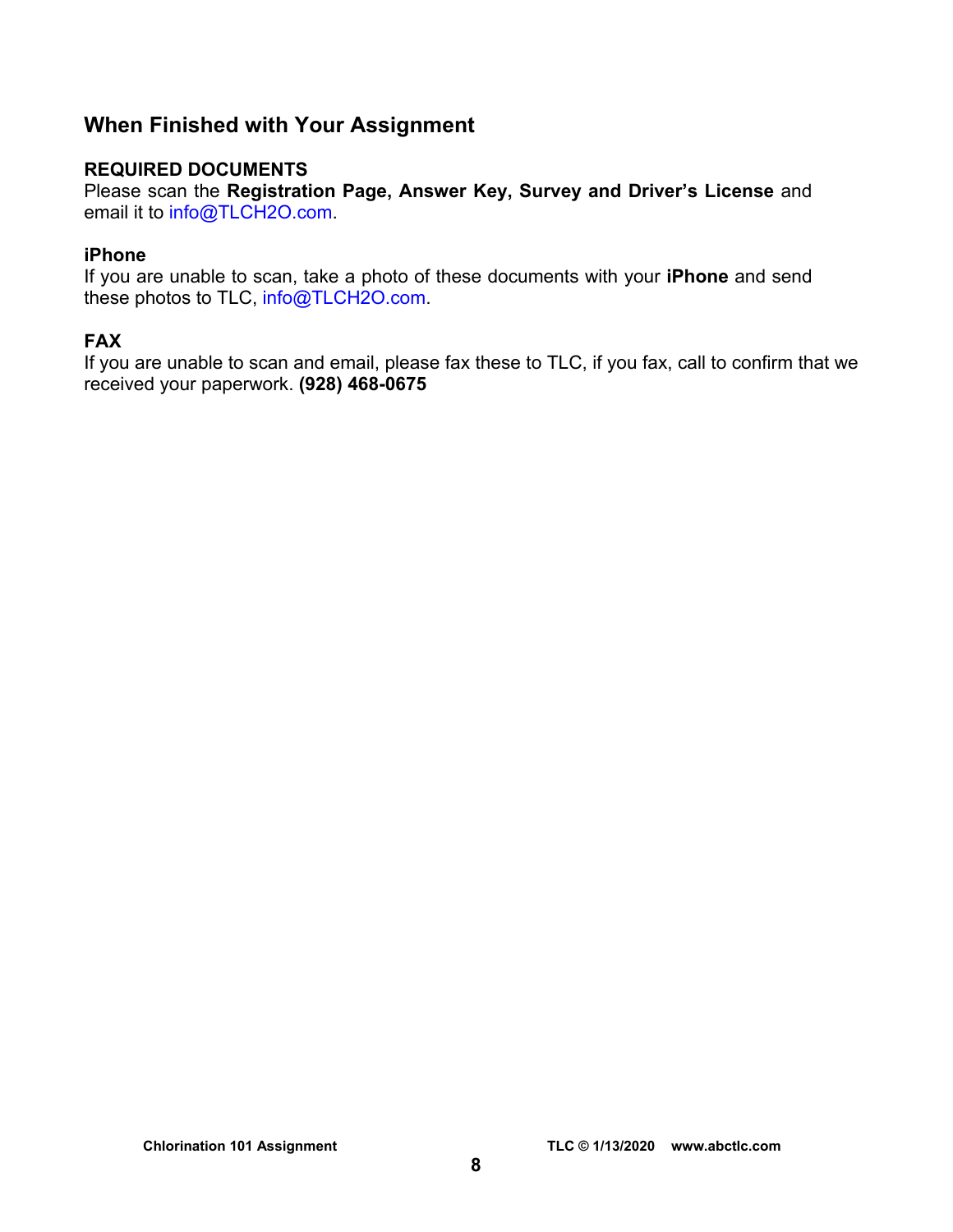## When Finished with Your Assignment

**REQUIRED DOCUMENTS**
Please scan the **Registration Page, Answer Key, Survey and Driver's License** and email it to info@TLCH2O.com.

**iPhone**
If you are unable to scan, take a photo of these documents with your **iPhone** and send these photos to TLC, info@TLCH2O.com.

**FAX**
If you are unable to scan and email, please fax these to TLC, if you fax, call to confirm that we received your paperwork. **(928) 468-0675**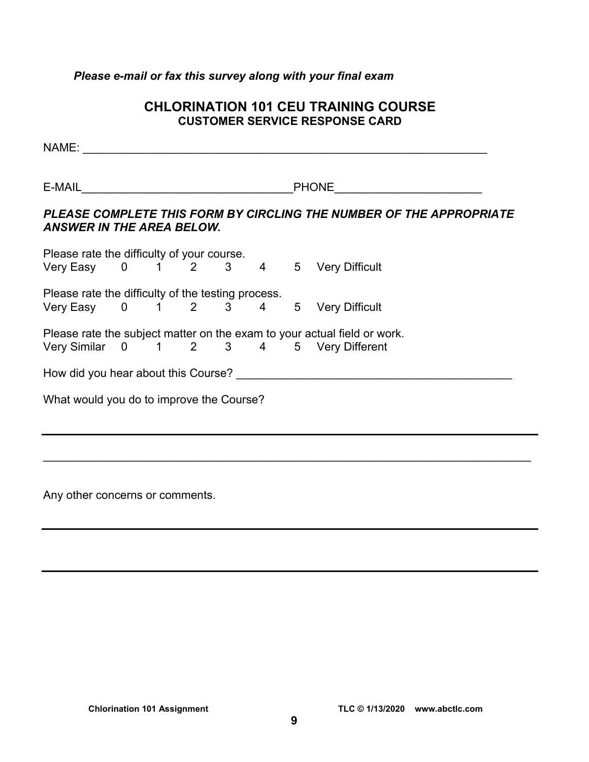***Please e-mail or fax this survey along with your final exam***

## CHLORINATION 101 CEU TRAINING COURSE
### CUSTOMER SERVICE RESPONSE CARD

NAME: _______________________________________________________________

E-MAIL________________________________PHONE______________________

***PLEASE COMPLETE THIS FORM BY CIRCLING THE NUMBER OF THE APPROPRIATE ANSWER IN THE AREA BELOW.***

Please rate the difficulty of your course.
Very Easy 0 1 2 3 4 5 Very Difficult

Please rate the difficulty of the testing process.
Very Easy 0 1 2 3 4 5 Very Difficult

Please rate the subject matter on the exam to your actual field or work.
Very Similar 0 1 2 3 4 5 Very Different

How did you hear about this Course? __________________________________________

What would you do to improve the Course?

_____________________________________________________________________________

_____________________________________________________________________________

Any other concerns or comments.

_____________________________________________________________________________

_____________________________________________________________________________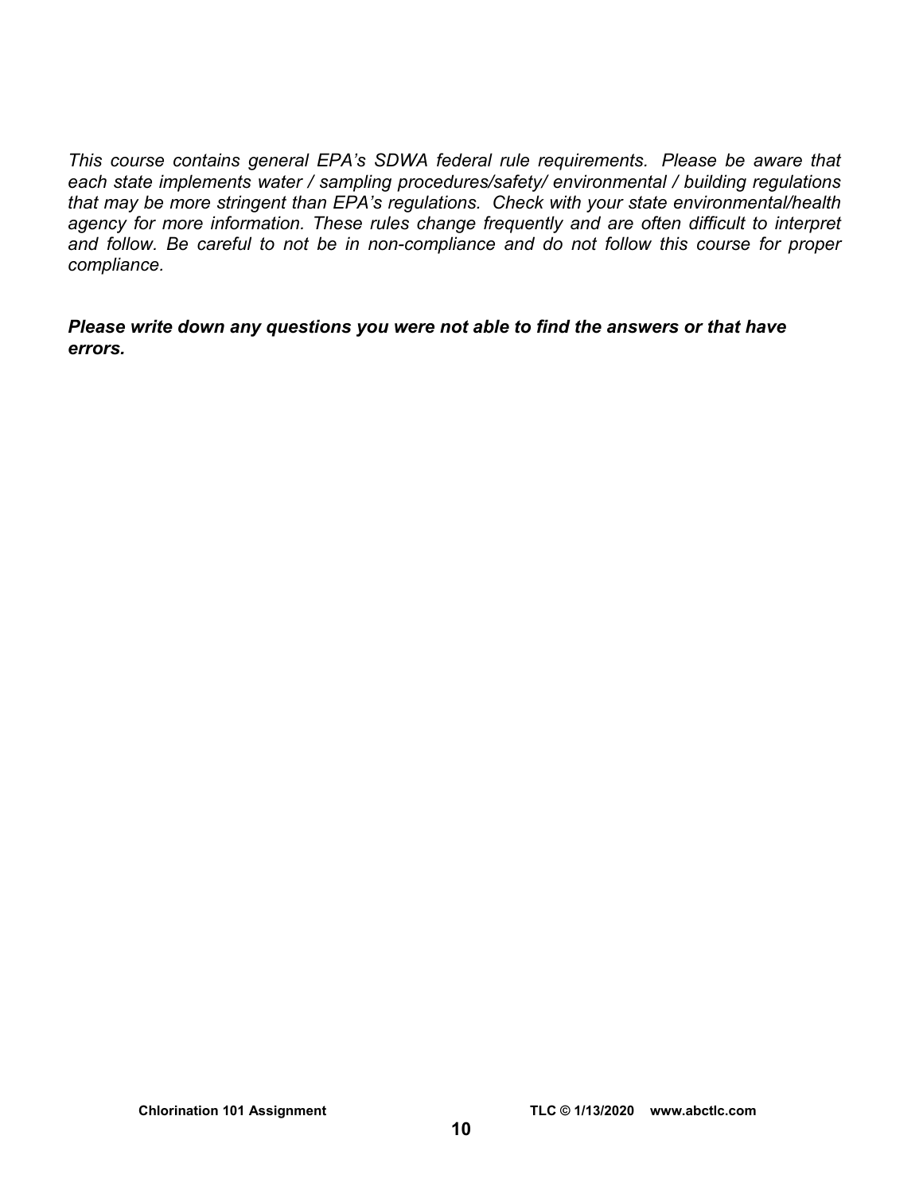*This course contains general EPA's SDWA federal rule requirements. Please be aware that each state implements water / sampling procedures/safety/ environmental / building regulations that may be more stringent than EPA's regulations. Check with your state environmental/health agency for more information. These rules change frequently and are often difficult to interpret and follow. Be careful to not be in non-compliance and do not follow this course for proper compliance.*

***Please write down any questions you were not able to find the answers or that have errors.***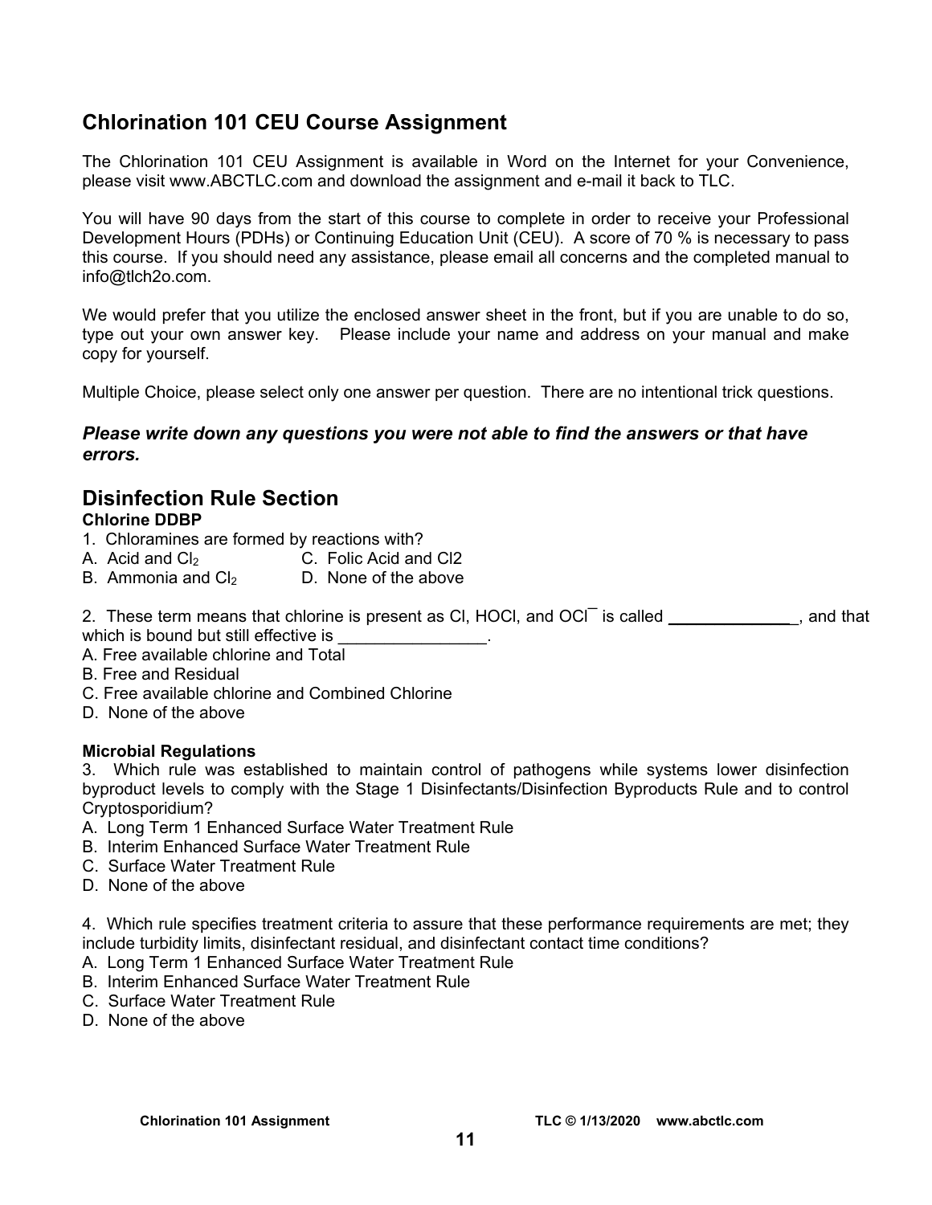## Chlorination 101 CEU Course Assignment

The Chlorination 101 CEU Assignment is available in Word on the Internet for your Convenience, please visit www.ABCTLC.com and download the assignment and e-mail it back to TLC.

You will have 90 days from the start of this course to complete in order to receive your Professional Development Hours (PDHs) or Continuing Education Unit (CEU). A score of 70 % is necessary to pass this course. If you should need any assistance, please email all concerns and the completed manual to info@tlch2o.com.

We would prefer that you utilize the enclosed answer sheet in the front, but if you are unable to do so, type out your own answer key. Please include your name and address on your manual and make copy for yourself.

Multiple Choice, please select only one answer per question. There are no intentional trick questions.

***Please write down any questions you were not able to find the answers or that have errors.***

## Disinfection Rule Section

**Chlorine DDBP**

1. Chloramines are formed by reactions with?
A. Acid and $Cl_2$
B. Ammonia and $Cl_2$
C. Folic Acid and Cl2
D. None of the above

2. These term means that chlorine is present as Cl, HOCl, and $OCl^-$ is called ______________, and that which is bound but still effective is ________________.
A. Free available chlorine and Total
B. Free and Residual
C. Free available chlorine and Combined Chlorine
D. None of the above

**Microbial Regulations**

3. Which rule was established to maintain control of pathogens while systems lower disinfection byproduct levels to comply with the Stage 1 Disinfectants/Disinfection Byproducts Rule and to control Cryptosporidium?
A. Long Term 1 Enhanced Surface Water Treatment Rule
B. Interim Enhanced Surface Water Treatment Rule
C. Surface Water Treatment Rule
D. None of the above

4. Which rule specifies treatment criteria to assure that these performance requirements are met; they include turbidity limits, disinfectant residual, and disinfectant contact time conditions?
A. Long Term 1 Enhanced Surface Water Treatment Rule
B. Interim Enhanced Surface Water Treatment Rule
C. Surface Water Treatment Rule
D. None of the above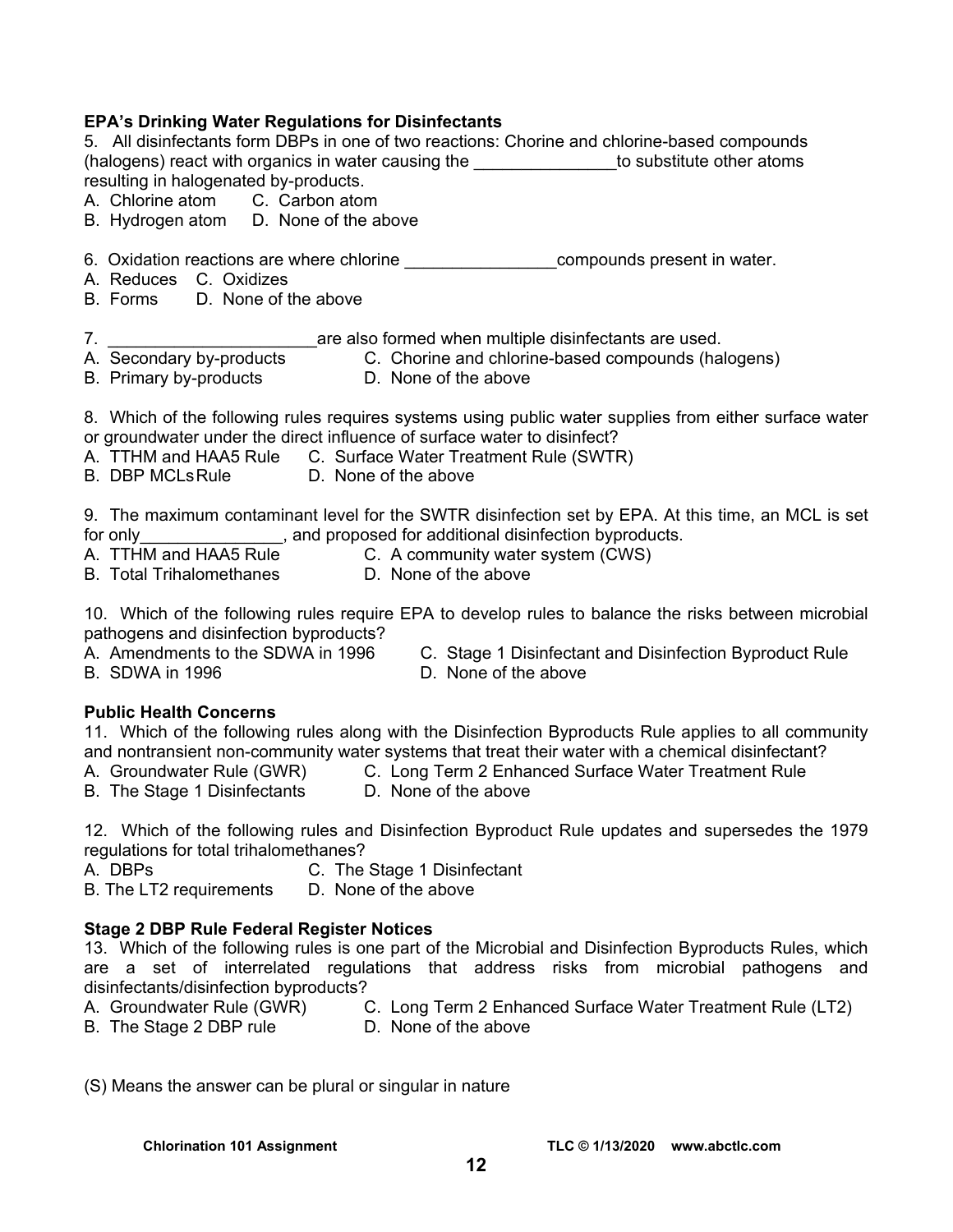**EPA's Drinking Water Regulations for Disinfectants**

5. All disinfectants form DBPs in one of two reactions: Chorine and chlorine-based compounds (halogens) react with organics in water causing the _______________to substitute other atoms resulting in halogenated by-products.
A. Chlorine atom C. Carbon atom
B. Hydrogen atom D. None of the above

6. Oxidation reactions are where chlorine ________________compounds present in water.
A. Reduces C. Oxidizes
B. Forms D. None of the above

7. ______________________are also formed when multiple disinfectants are used.
A. Secondary by-products C. Chorine and chlorine-based compounds (halogens)
B. Primary by-products D. None of the above

8. Which of the following rules requires systems using public water supplies from either surface water or groundwater under the direct influence of surface water to disinfect?
A. TTHM and HAA5 Rule C. Surface Water Treatment Rule (SWTR)
B. DBP MCLs Rule D. None of the above

9. The maximum contaminant level for the SWTR disinfection set by EPA. At this time, an MCL is set for only_______________, and proposed for additional disinfection byproducts.
A. TTHM and HAA5 Rule C. A community water system (CWS)
B. Total Trihalomethanes D. None of the above

10. Which of the following rules require EPA to develop rules to balance the risks between microbial pathogens and disinfection byproducts?
A. Amendments to the SDWA in 1996 C. Stage 1 Disinfectant and Disinfection Byproduct Rule
B. SDWA in 1996 D. None of the above

**Public Health Concerns**

11. Which of the following rules along with the Disinfection Byproducts Rule applies to all community and nontransient non-community water systems that treat their water with a chemical disinfectant?
A. Groundwater Rule (GWR) C. Long Term 2 Enhanced Surface Water Treatment Rule
B. The Stage 1 Disinfectants D. None of the above

12. Which of the following rules and Disinfection Byproduct Rule updates and supersedes the 1979 regulations for total trihalomethanes?
A. DBPs C. The Stage 1 Disinfectant
B. The LT2 requirements D. None of the above

**Stage 2 DBP Rule Federal Register Notices**

13. Which of the following rules is one part of the Microbial and Disinfection Byproducts Rules, which are a set of interrelated regulations that address risks from microbial pathogens and disinfectants/disinfection byproducts?
A. Groundwater Rule (GWR) C. Long Term 2 Enhanced Surface Water Treatment Rule (LT2)
B. The Stage 2 DBP rule D. None of the above

(S) Means the answer can be plural or singular in nature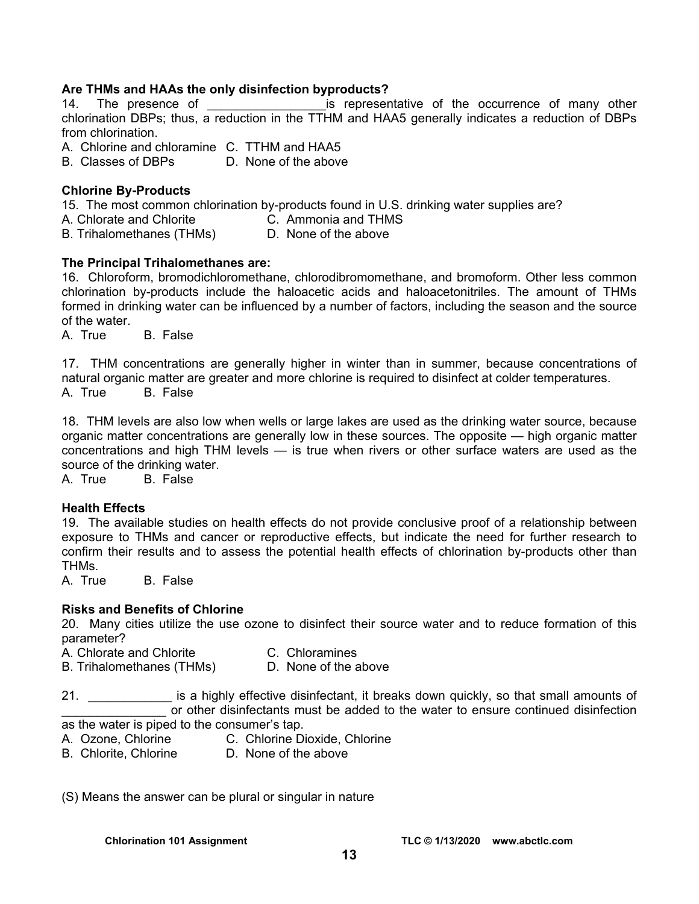**Are THMs and HAAs the only disinfection byproducts?**

14. The presence of _________________is representative of the occurrence of many other chlorination DBPs; thus, a reduction in the TTHM and HAA5 generally indicates a reduction of DBPs from chlorination.

A. Chlorine and chloramine C. TTHM and HAA5
B. Classes of DBPs D. None of the above

**Chlorine By-Products**

15. The most common chlorination by-products found in U.S. drinking water supplies are?

A. Chlorate and Chlorite C. Ammonia and THMS
B. Trihalomethanes (THMs) D. None of the above

**The Principal Trihalomethanes are:**

16. Chloroform, bromodichloromethane, chlorodibromomethane, and bromoform. Other less common chlorination by-products include the haloacetic acids and haloacetonitriles. The amount of THMs formed in drinking water can be influenced by a number of factors, including the season and the source of the water.

A. True B. False

17. THM concentrations are generally higher in winter than in summer, because concentrations of natural organic matter are greater and more chlorine is required to disinfect at colder temperatures.

A. True B. False

18. THM levels are also low when wells or large lakes are used as the drinking water source, because organic matter concentrations are generally low in these sources. The opposite — high organic matter concentrations and high THM levels — is true when rivers or other surface waters are used as the source of the drinking water.

A. True B. False

**Health Effects**

19. The available studies on health effects do not provide conclusive proof of a relationship between exposure to THMs and cancer or reproductive effects, but indicate the need for further research to confirm their results and to assess the potential health effects of chlorination by-products other than THMs.

A. True B. False

**Risks and Benefits of Chlorine**

20. Many cities utilize the use ozone to disinfect their source water and to reduce formation of this parameter?

A. Chlorate and Chlorite C. Chloramines
B. Trihalomethanes (THMs) D. None of the above

21. ____________ is a highly effective disinfectant, it breaks down quickly, so that small amounts of _______________ or other disinfectants must be added to the water to ensure continued disinfection as the water is piped to the consumer's tap.

A. Ozone, Chlorine C. Chlorine Dioxide, Chlorine
B. Chlorite, Chlorine D. None of the above

(S) Means the answer can be plural or singular in nature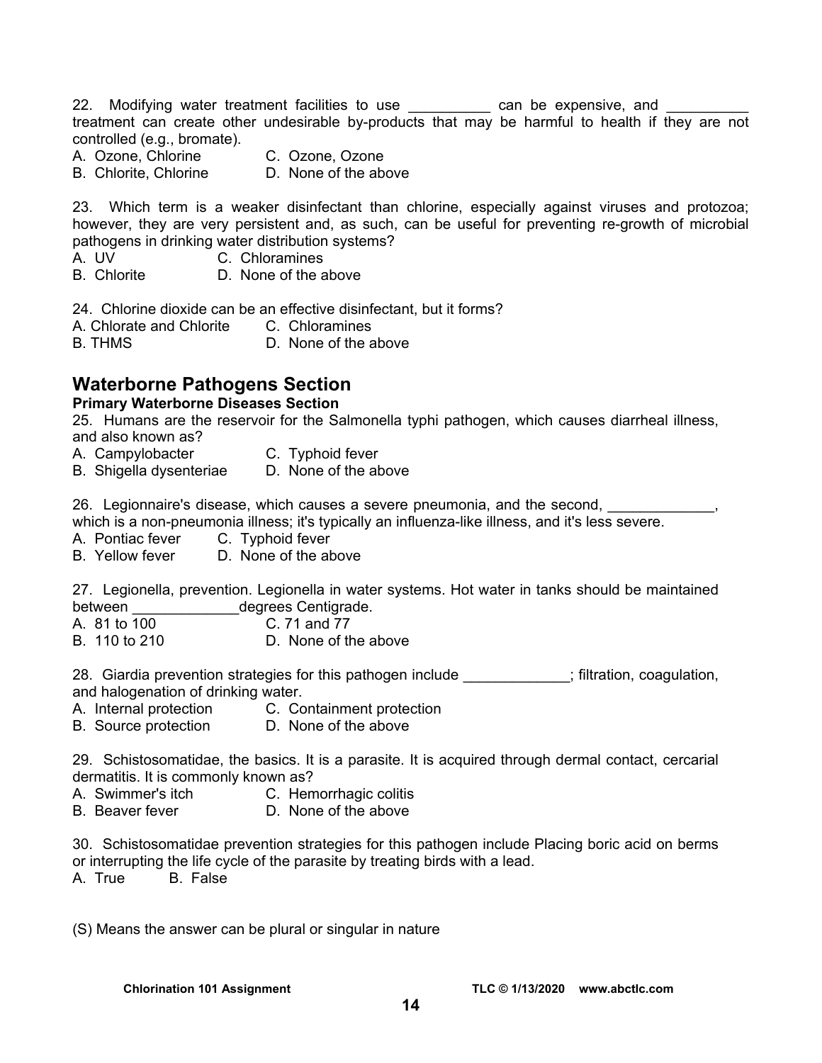22. Modifying water treatment facilities to use __________ can be expensive, and __________ treatment can create other undesirable by-products that may be harmful to health if they are not controlled (e.g., bromate).

A. Ozone, Chlorine
B. Chlorite, Chlorine
C. Ozone, Ozone
D. None of the above

23. Which term is a weaker disinfectant than chlorine, especially against viruses and protozoa; however, they are very persistent and, as such, can be useful for preventing re-growth of microbial pathogens in drinking water distribution systems?

A. UV
B. Chlorite
C. Chloramines
D. None of the above

24. Chlorine dioxide can be an effective disinfectant, but it forms?

A. Chlorate and Chlorite
B. THMS
C. Chloramines
D. None of the above

## Waterborne Pathogens Section

### Primary Waterborne Diseases Section

25. Humans are the reservoir for the Salmonella typhi pathogen, which causes diarrheal illness, and also known as?

A. Campylobacter
B. Shigella dysenteriae
C. Typhoid fever
D. None of the above

26. Legionnaire's disease, which causes a severe pneumonia, and the second, _____________, which is a non-pneumonia illness; it's typically an influenza-like illness, and it's less severe.

A. Pontiac fever
B. Yellow fever
C. Typhoid fever
D. None of the above

27. Legionella, prevention. Legionella in water systems. Hot water in tanks should be maintained between _____________degrees Centigrade.

A. 81 to 100
B. 110 to 210
C. 71 and 77
D. None of the above

28. Giardia prevention strategies for this pathogen include _____________; filtration, coagulation, and halogenation of drinking water.

A. Internal protection
B. Source protection
C. Containment protection
D. None of the above

29. Schistosomatidae, the basics. It is a parasite. It is acquired through dermal contact, cercarial dermatitis. It is commonly known as?

A. Swimmer's itch
B. Beaver fever
C. Hemorrhagic colitis
D. None of the above

30. Schistosomatidae prevention strategies for this pathogen include Placing boric acid on berms or interrupting the life cycle of the parasite by treating birds with a lead.

A. True
B. False

(S) Means the answer can be plural or singular in nature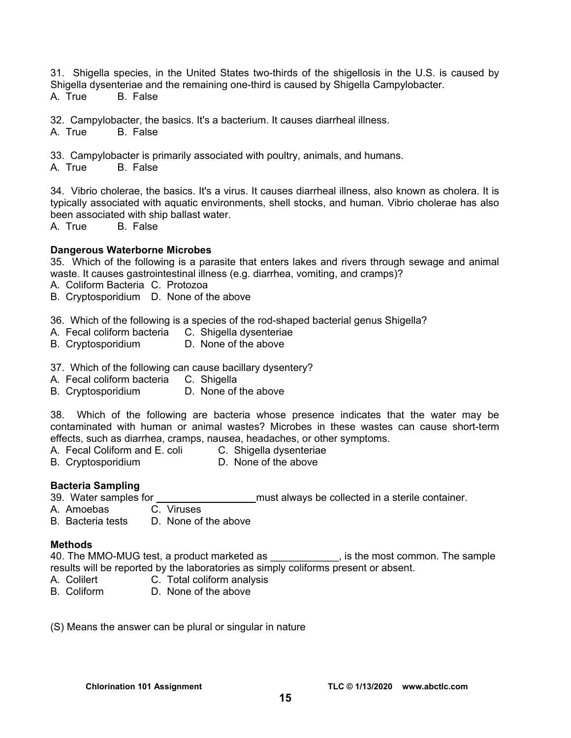31. Shigella species, in the United States two-thirds of the shigellosis in the U.S. is caused by Shigella dysenteriae and the remaining one-third is caused by Shigella Campylobacter.
A. True B. False

32. Campylobacter, the basics. It's a bacterium. It causes diarrheal illness.
A. True B. False

33. Campylobacter is primarily associated with poultry, animals, and humans.
A. True B. False

34. Vibrio cholerae, the basics. It's a virus. It causes diarrheal illness, also known as cholera. It is typically associated with aquatic environments, shell stocks, and human. Vibrio cholerae has also been associated with ship ballast water.
A. True B. False

**Dangerous Waterborne Microbes**

35. Which of the following is a parasite that enters lakes and rivers through sewage and animal waste. It causes gastrointestinal illness (e.g. diarrhea, vomiting, and cramps)?
A. Coliform Bacteria C. Protozoa
B. Cryptosporidium D. None of the above

36. Which of the following is a species of the rod-shaped bacterial genus Shigella?
A. Fecal coliform bacteria C. Shigella dysenteriae
B. Cryptosporidium D. None of the above

37. Which of the following can cause bacillary dysentery?
A. Fecal coliform bacteria C. Shigella
B. Cryptosporidium D. None of the above

38. Which of the following are bacteria whose presence indicates that the water may be contaminated with human or animal wastes? Microbes in these wastes can cause short-term effects, such as diarrhea, cramps, nausea, headaches, or other symptoms.
A. Fecal Coliform and E. coli C. Shigella dysenteriae
B. Cryptosporidium D. None of the above

**Bacteria Sampling**

39. Water samples for ________________ must always be collected in a sterile container.
A. Amoebas C. Viruses
B. Bacteria tests D. None of the above

**Methods**

40. The MMO-MUG test, a product marketed as ____________, is the most common. The sample results will be reported by the laboratories as simply coliforms present or absent.
A. Colilert C. Total coliform analysis
B. Coliform D. None of the above

(S) Means the answer can be plural or singular in nature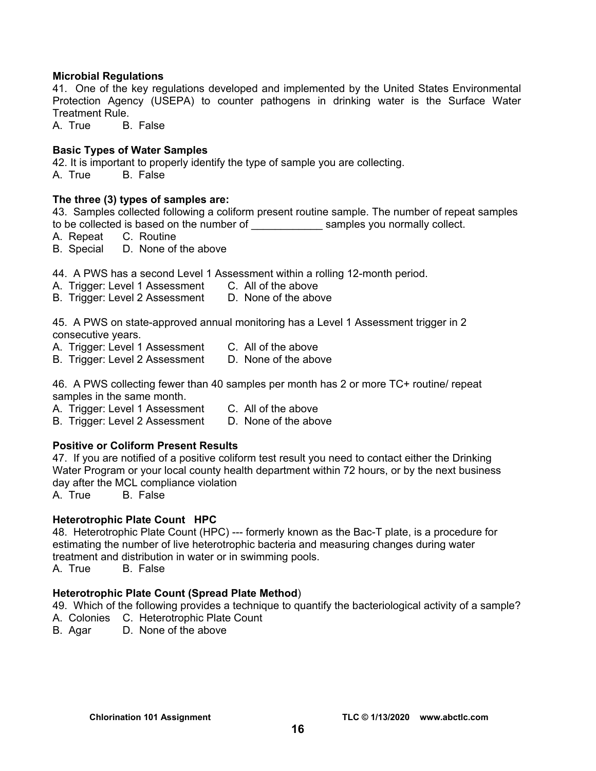**Microbial Regulations**

41. One of the key regulations developed and implemented by the United States Environmental Protection Agency (USEPA) to counter pathogens in drinking water is the Surface Water Treatment Rule.

A. True B. False

**Basic Types of Water Samples**

42. It is important to properly identify the type of sample you are collecting.

A. True B. False

**The three (3) types of samples are:**

43. Samples collected following a coliform present routine sample. The number of repeat samples to be collected is based on the number of ____________ samples you normally collect.

A. Repeat C. Routine
B. Special D. None of the above

44. A PWS has a second Level 1 Assessment within a rolling 12-month period.

A. Trigger: Level 1 Assessment C. All of the above
B. Trigger: Level 2 Assessment D. None of the above

45. A PWS on state-approved annual monitoring has a Level 1 Assessment trigger in 2 consecutive years.

A. Trigger: Level 1 Assessment C. All of the above
B. Trigger: Level 2 Assessment D. None of the above

46. A PWS collecting fewer than 40 samples per month has 2 or more TC+ routine/ repeat samples in the same month.

A. Trigger: Level 1 Assessment C. All of the above
B. Trigger: Level 2 Assessment D. None of the above

**Positive or Coliform Present Results**

47. If you are notified of a positive coliform test result you need to contact either the Drinking Water Program or your local county health department within 72 hours, or by the next business day after the MCL compliance violation

A. True B. False

**Heterotrophic Plate Count HPC**

48. Heterotrophic Plate Count (HPC) --- formerly known as the Bac-T plate, is a procedure for estimating the number of live heterotrophic bacteria and measuring changes during water treatment and distribution in water or in swimming pools.

A. True B. False

**Heterotrophic Plate Count (Spread Plate Method**)

49. Which of the following provides a technique to quantify the bacteriological activity of a sample?

A. Colonies C. Heterotrophic Plate Count
B. Agar D. None of the above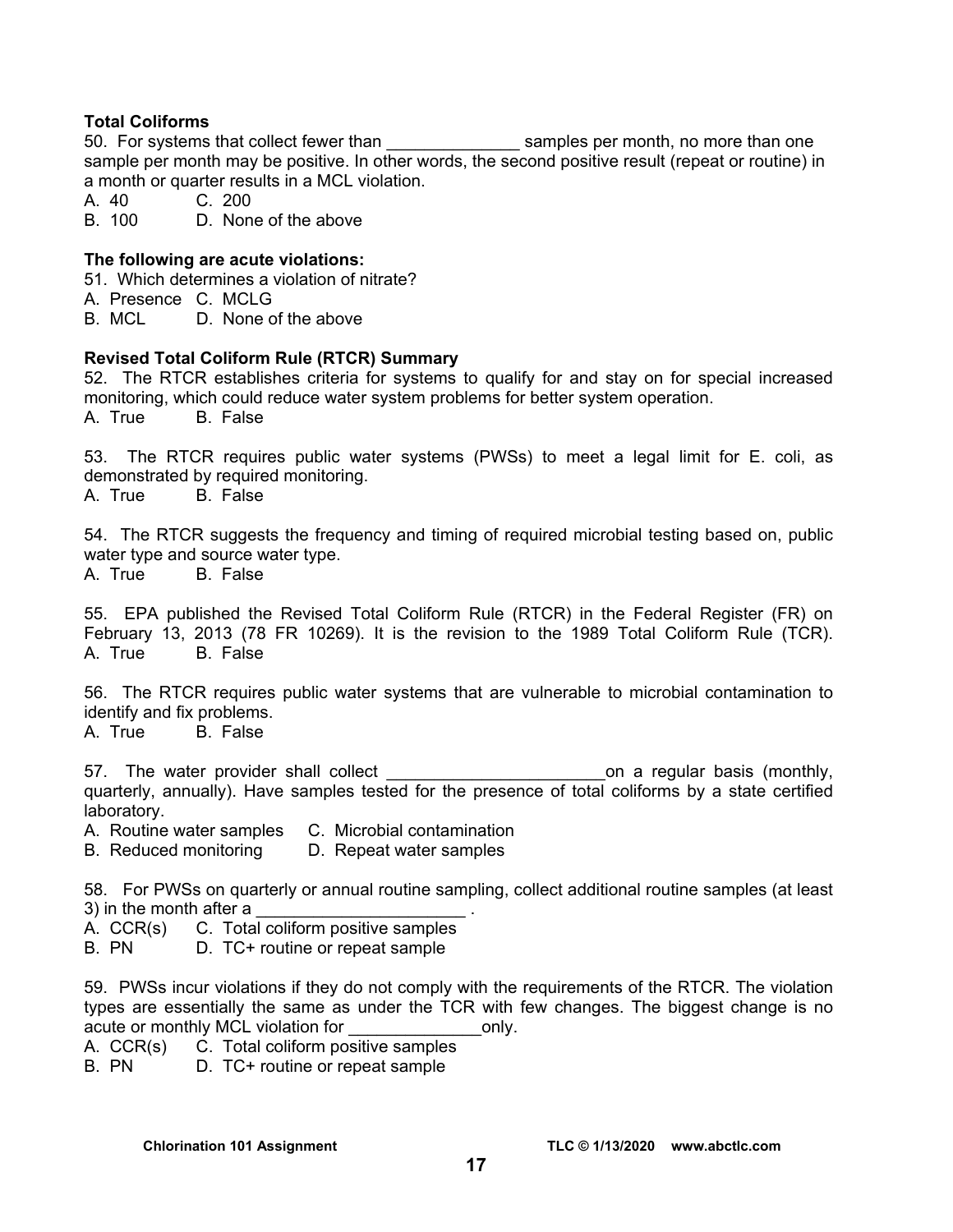**Total Coliforms**

50. For systems that collect fewer than ______________ samples per month, no more than one sample per month may be positive. In other words, the second positive result (repeat or routine) in a month or quarter results in a MCL violation.

A. 40 C. 200
B. 100 D. None of the above

**The following are acute violations:**

51. Which determines a violation of nitrate?

A. Presence C. MCLG
B. MCL D. None of the above

**Revised Total Coliform Rule (RTCR) Summary**

52. The RTCR establishes criteria for systems to qualify for and stay on for special increased monitoring, which could reduce water system problems for better system operation.

A. True B. False

53. The RTCR requires public water systems (PWSs) to meet a legal limit for E. coli, as demonstrated by required monitoring.

A. True B. False

54. The RTCR suggests the frequency and timing of required microbial testing based on, public water type and source water type.

A. True B. False

55. EPA published the Revised Total Coliform Rule (RTCR) in the Federal Register (FR) on February 13, 2013 (78 FR 10269). It is the revision to the 1989 Total Coliform Rule (TCR).

A. True B. False

56. The RTCR requires public water systems that are vulnerable to microbial contamination to identify and fix problems.

A. True B. False

57. The water provider shall collect _______________________on a regular basis (monthly, quarterly, annually). Have samples tested for the presence of total coliforms by a state certified laboratory.

A. Routine water samples C. Microbial contamination
B. Reduced monitoring D. Repeat water samples

58. For PWSs on quarterly or annual routine sampling, collect additional routine samples (at least 3) in the month after a ______________________ .

A. CCR(s) C. Total coliform positive samples
B. PN D. TC+ routine or repeat sample

59. PWSs incur violations if they do not comply with the requirements of the RTCR. The violation types are essentially the same as under the TCR with few changes. The biggest change is no acute or monthly MCL violation for ______________only.

A. CCR(s) C. Total coliform positive samples
B. PN D. TC+ routine or repeat sample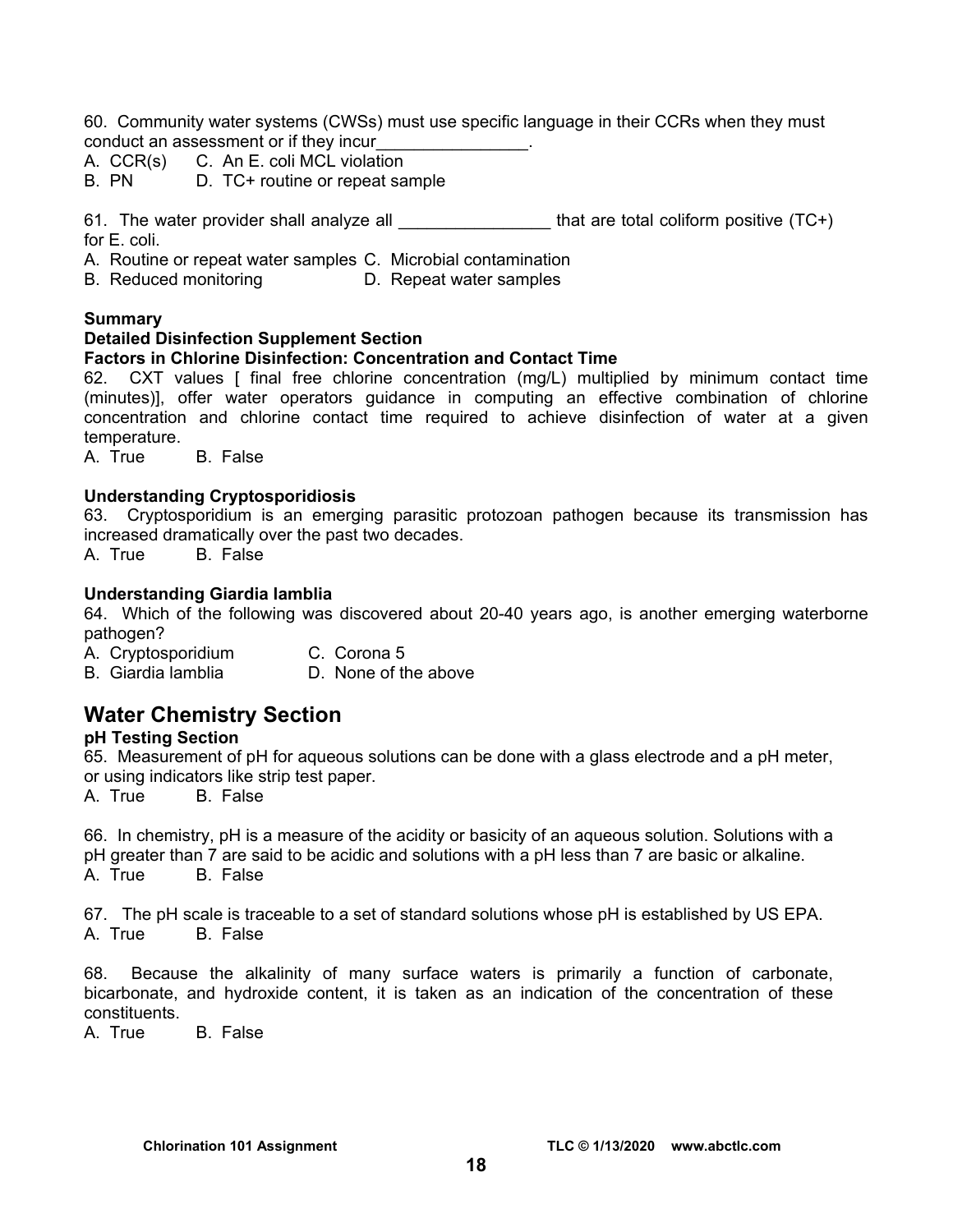60. Community water systems (CWSs) must use specific language in their CCRs when they must conduct an assessment or if they incur________________.

A. CCR(s) C. An E. coli MCL violation
B. PN D. TC+ routine or repeat sample

61. The water provider shall analyze all ________________ that are total coliform positive (TC+) for E. coli.

A. Routine or repeat water samples C. Microbial contamination
B. Reduced monitoring D. Repeat water samples

**Summary**

**Detailed Disinfection Supplement Section**

**Factors in Chlorine Disinfection: Concentration and Contact Time**

62. CXT values [ final free chlorine concentration (mg/L) multiplied by minimum contact time (minutes)], offer water operators guidance in computing an effective combination of chlorine concentration and chlorine contact time required to achieve disinfection of water at a given temperature.

A. True B. False

**Understanding Cryptosporidiosis**

63. Cryptosporidium is an emerging parasitic protozoan pathogen because its transmission has increased dramatically over the past two decades.

A. True B. False

**Understanding Giardia lamblia**

64. Which of the following was discovered about 20-40 years ago, is another emerging waterborne pathogen?

A. Cryptosporidium C. Corona 5
B. Giardia lamblia D. None of the above

## Water Chemistry Section

**pH Testing Section**

65. Measurement of pH for aqueous solutions can be done with a glass electrode and a pH meter, or using indicators like strip test paper.

A. True B. False

66. In chemistry, pH is a measure of the acidity or basicity of an aqueous solution. Solutions with a pH greater than 7 are said to be acidic and solutions with a pH less than 7 are basic or alkaline.

A. True B. False

67. The pH scale is traceable to a set of standard solutions whose pH is established by US EPA.

A. True B. False

68. Because the alkalinity of many surface waters is primarily a function of carbonate, bicarbonate, and hydroxide content, it is taken as an indication of the concentration of these constituents.

A. True B. False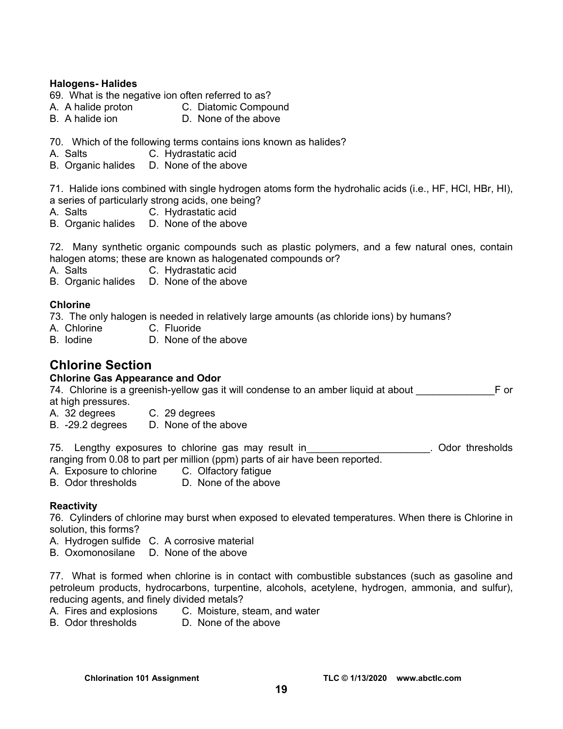**Halogens- Halides**

69. What is the negative ion often referred to as?

A. A halide proton
B. A halide ion
C. Diatomic Compound
D. None of the above

70. Which of the following terms contains ions known as halides?

A. Salts
B. Organic halides
C. Hydrastatic acid
D. None of the above

71. Halide ions combined with single hydrogen atoms form the hydrohalic acids (i.e., HF, HCl, HBr, HI), a series of particularly strong acids, one being?

A. Salts
B. Organic halides
C. Hydrastatic acid
D. None of the above

72. Many synthetic organic compounds such as plastic polymers, and a few natural ones, contain halogen atoms; these are known as halogenated compounds or?

A. Salts
B. Organic halides
C. Hydrastatic acid
D. None of the above

**Chlorine**

73. The only halogen is needed in relatively large amounts (as chloride ions) by humans?

A. Chlorine
B. Iodine
C. Fluoride
D. None of the above

## Chlorine Section

**Chlorine Gas Appearance and Odor**

74. Chlorine is a greenish-yellow gas it will condense to an amber liquid at about ______________F or at high pressures.

A. 32 degrees
B. -29.2 degrees
C. 29 degrees
D. None of the above

75. Lengthy exposures to chlorine gas may result in______________________. Odor thresholds ranging from 0.08 to part per million (ppm) parts of air have been reported.

A. Exposure to chlorine
B. Odor thresholds
C. Olfactory fatigue
D. None of the above

**Reactivity**

76. Cylinders of chlorine may burst when exposed to elevated temperatures. When there is Chlorine in solution, this forms?

A. Hydrogen sulfide
B. Oxomonosilane
C. A corrosive material
D. None of the above

77. What is formed when chlorine is in contact with combustible substances (such as gasoline and petroleum products, hydrocarbons, turpentine, alcohols, acetylene, hydrogen, ammonia, and sulfur), reducing agents, and finely divided metals?

A. Fires and explosions
B. Odor thresholds
C. Moisture, steam, and water
D. None of the above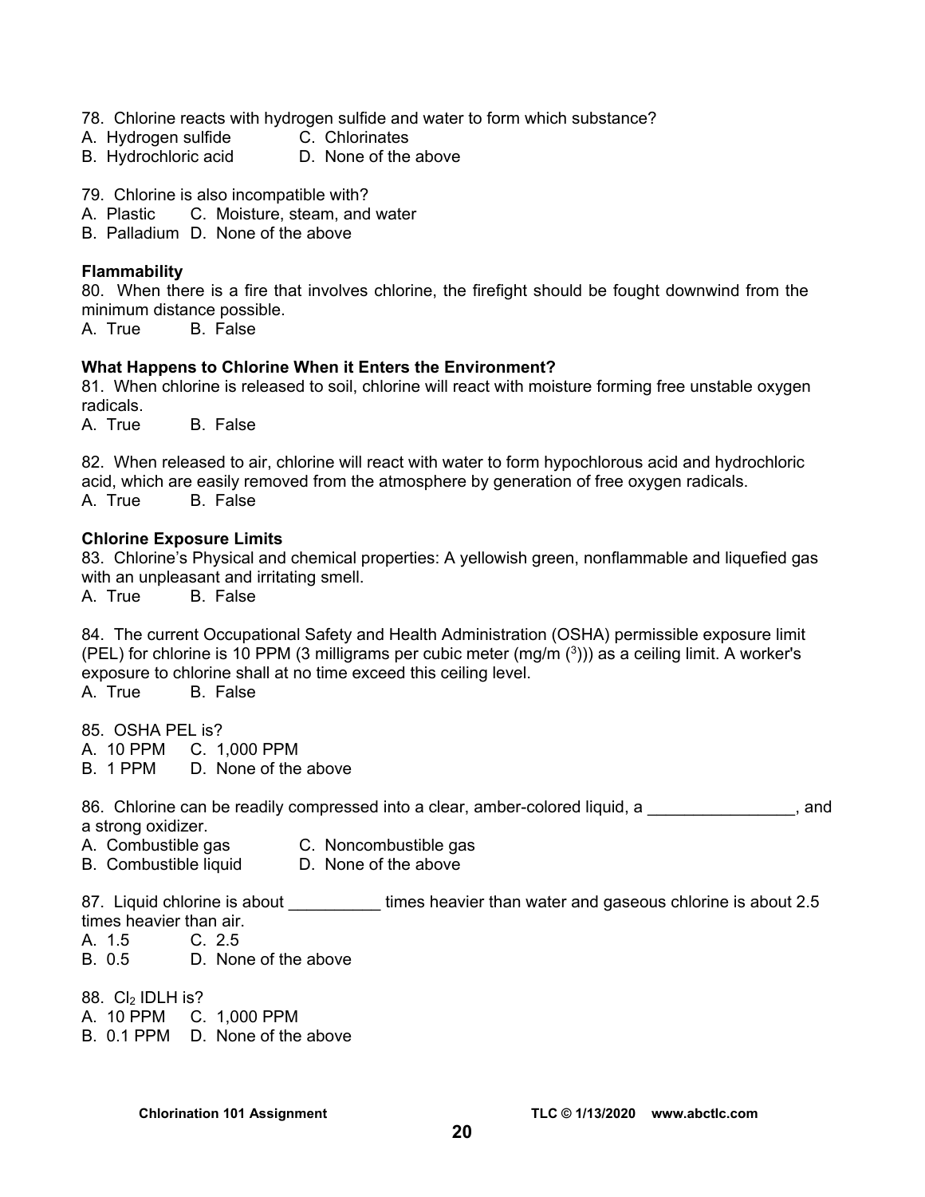78. Chlorine reacts with hydrogen sulfide and water to form which substance?
A. Hydrogen sulfide  C. Chlorinates
B. Hydrochloric acid  D. None of the above

79. Chlorine is also incompatible with?
A. Plastic  C. Moisture, steam, and water
B. Palladium  D. None of the above

**Flammability**

80. When there is a fire that involves chlorine, the firefight should be fought downwind from the minimum distance possible.
A. True  B. False

**What Happens to Chlorine When it Enters the Environment?**

81. When chlorine is released to soil, chlorine will react with moisture forming free unstable oxygen radicals.
A. True  B. False

82. When released to air, chlorine will react with water to form hypochlorous acid and hydrochloric acid, which are easily removed from the atmosphere by generation of free oxygen radicals.
A. True  B. False

**Chlorine Exposure Limits**

83. Chlorine's Physical and chemical properties: A yellowish green, nonflammable and liquefied gas with an unpleasant and irritating smell.
A. True  B. False

84. The current Occupational Safety and Health Administration (OSHA) permissible exposure limit (PEL) for chlorine is 10 PPM (3 milligrams per cubic meter (mg/m ($^3$))) as a ceiling limit. A worker's exposure to chlorine shall at no time exceed this ceiling level.
A. True  B. False

85. OSHA PEL is?
A. 10 PPM  C. 1,000 PPM
B. 1 PPM  D. None of the above

86. Chlorine can be readily compressed into a clear, amber-colored liquid, a ________________, and a strong oxidizer.
A. Combustible gas  C. Noncombustible gas
B. Combustible liquid  D. None of the above

87. Liquid chlorine is about __________ times heavier than water and gaseous chlorine is about 2.5 times heavier than air.
A. 1.5  C. 2.5
B. 0.5  D. None of the above

88. $Cl_2$ IDLH is?
A. 10 PPM  C. 1,000 PPM
B. 0.1 PPM  D. None of the above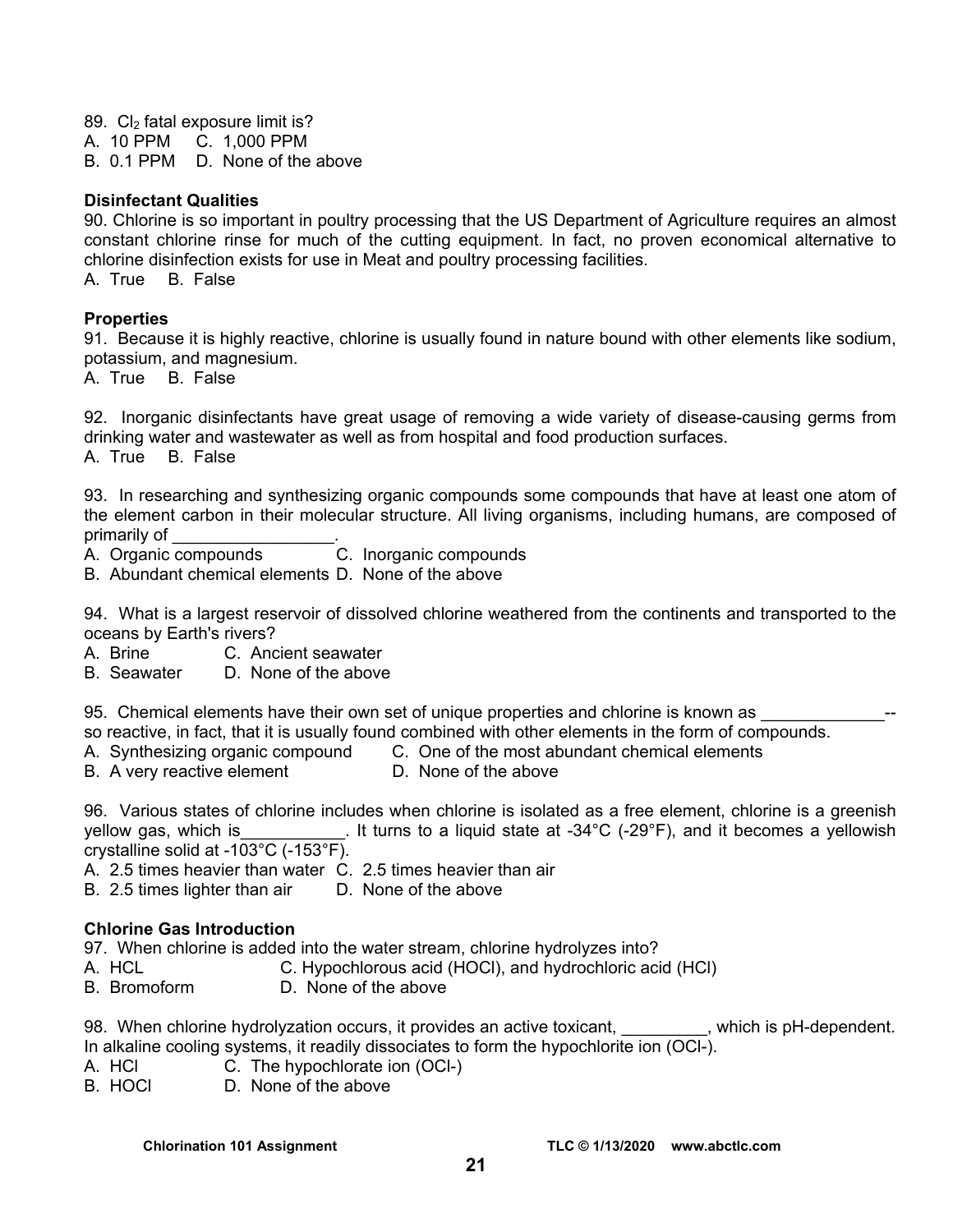89. $Cl_2$ fatal exposure limit is?
A. 10 PPM  C. 1,000 PPM
B. 0.1 PPM  D. None of the above

**Disinfectant Qualities**

90. Chlorine is so important in poultry processing that the US Department of Agriculture requires an almost constant chlorine rinse for much of the cutting equipment. In fact, no proven economical alternative to chlorine disinfection exists for use in Meat and poultry processing facilities.
A. True  B. False

**Properties**

91. Because it is highly reactive, chlorine is usually found in nature bound with other elements like sodium, potassium, and magnesium.
A. True  B. False

92. Inorganic disinfectants have great usage of removing a wide variety of disease-causing germs from drinking water and wastewater as well as from hospital and food production surfaces.
A. True  B. False

93. In researching and synthesizing organic compounds some compounds that have at least one atom of the element carbon in their molecular structure. All living organisms, including humans, are composed of primarily of _________________.
A. Organic compounds  C. Inorganic compounds
B. Abundant chemical elements  D. None of the above

94. What is a largest reservoir of dissolved chlorine weathered from the continents and transported to the oceans by Earth's rivers?
A. Brine  C. Ancient seawater
B. Seawater  D. None of the above

95. Chemical elements have their own set of unique properties and chlorine is known as _____________--so reactive, in fact, that it is usually found combined with other elements in the form of compounds.
A. Synthesizing organic compound  C. One of the most abundant chemical elements
B. A very reactive element  D. None of the above

96. Various states of chlorine includes when chlorine is isolated as a free element, chlorine is a greenish yellow gas, which is___________. It turns to a liquid state at -34°C (-29°F), and it becomes a yellowish crystalline solid at -103°C (-153°F).
A. 2.5 times heavier than water  C. 2.5 times heavier than air
B. 2.5 times lighter than air  D. None of the above

**Chlorine Gas Introduction**

97. When chlorine is added into the water stream, chlorine hydrolyzes into?
A. HCL  C. Hypochlorous acid (HOCl), and hydrochloric acid (HCl)
B. Bromoform  D. None of the above

98. When chlorine hydrolyzation occurs, it provides an active toxicant, _________, which is pH-dependent. In alkaline cooling systems, it readily dissociates to form the hypochlorite ion ($OCl^-$).
A. HCl  C. The hypochlorate ion ($OCl^-$)
B. HOCl  D. None of the above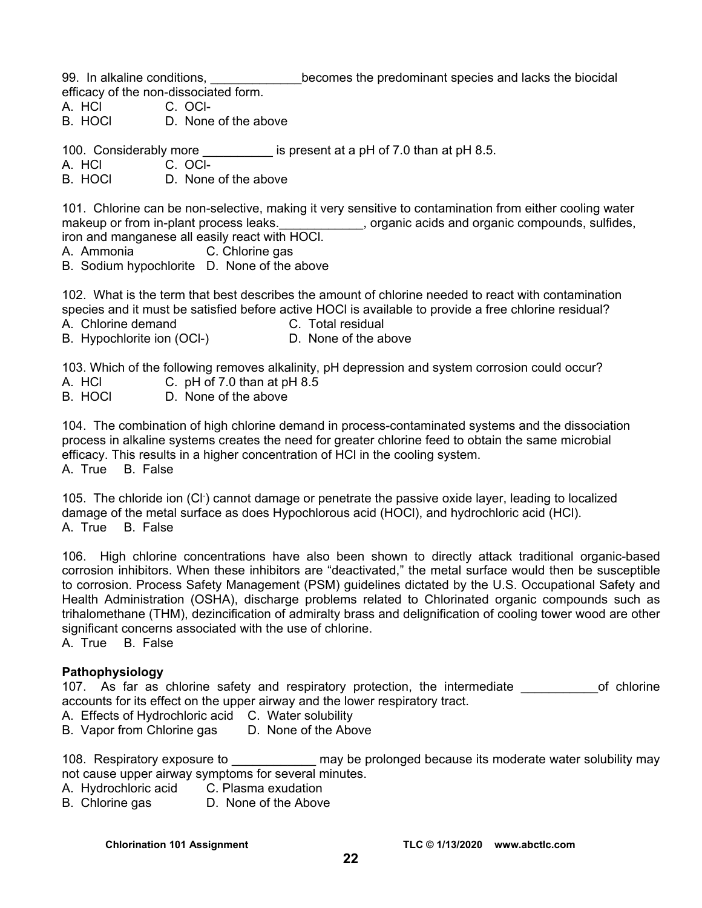99. In alkaline conditions, _____________becomes the predominant species and lacks the biocidal efficacy of the non-dissociated form.
A. HCl C. OCl-
B. HOCl D. None of the above

100. Considerably more __________ is present at a pH of 7.0 than at pH 8.5.
A. HCl C. OCl-
B. HOCl D. None of the above

101. Chlorine can be non-selective, making it very sensitive to contamination from either cooling water makeup or from in-plant process leaks.____________, organic acids and organic compounds, sulfides, iron and manganese all easily react with HOCl.
A. Ammonia C. Chlorine gas
B. Sodium hypochlorite D. None of the above

102. What is the term that best describes the amount of chlorine needed to react with contamination species and it must be satisfied before active HOCl is available to provide a free chlorine residual?
A. Chlorine demand C. Total residual
B. Hypochlorite ion (OCl-) D. None of the above

103. Which of the following removes alkalinity, pH depression and system corrosion could occur?
A. HCl C. pH of 7.0 than at pH 8.5
B. HOCl D. None of the above

104. The combination of high chlorine demand in process-contaminated systems and the dissociation process in alkaline systems creates the need for greater chlorine feed to obtain the same microbial efficacy. This results in a higher concentration of HCl in the cooling system.
A. True B. False

105. The chloride ion ($Cl^-$) cannot damage or penetrate the passive oxide layer, leading to localized damage of the metal surface as does Hypochlorous acid (HOCl), and hydrochloric acid (HCl).
A. True B. False

106. High chlorine concentrations have also been shown to directly attack traditional organic-based corrosion inhibitors. When these inhibitors are "deactivated," the metal surface would then be susceptible to corrosion. Process Safety Management (PSM) guidelines dictated by the U.S. Occupational Safety and Health Administration (OSHA), discharge problems related to Chlorinated organic compounds such as trihalomethane (THM), dezincification of admiralty brass and delignification of cooling tower wood are other significant concerns associated with the use of chlorine.
A. True B. False

**Pathophysiology**

107. As far as chlorine safety and respiratory protection, the intermediate ___________of chlorine accounts for its effect on the upper airway and the lower respiratory tract.
A. Effects of Hydrochloric acid C. Water solubility
B. Vapor from Chlorine gas D. None of the Above

108. Respiratory exposure to ____________ may be prolonged because its moderate water solubility may not cause upper airway symptoms for several minutes.
A. Hydrochloric acid C. Plasma exudation
B. Chlorine gas D. None of the Above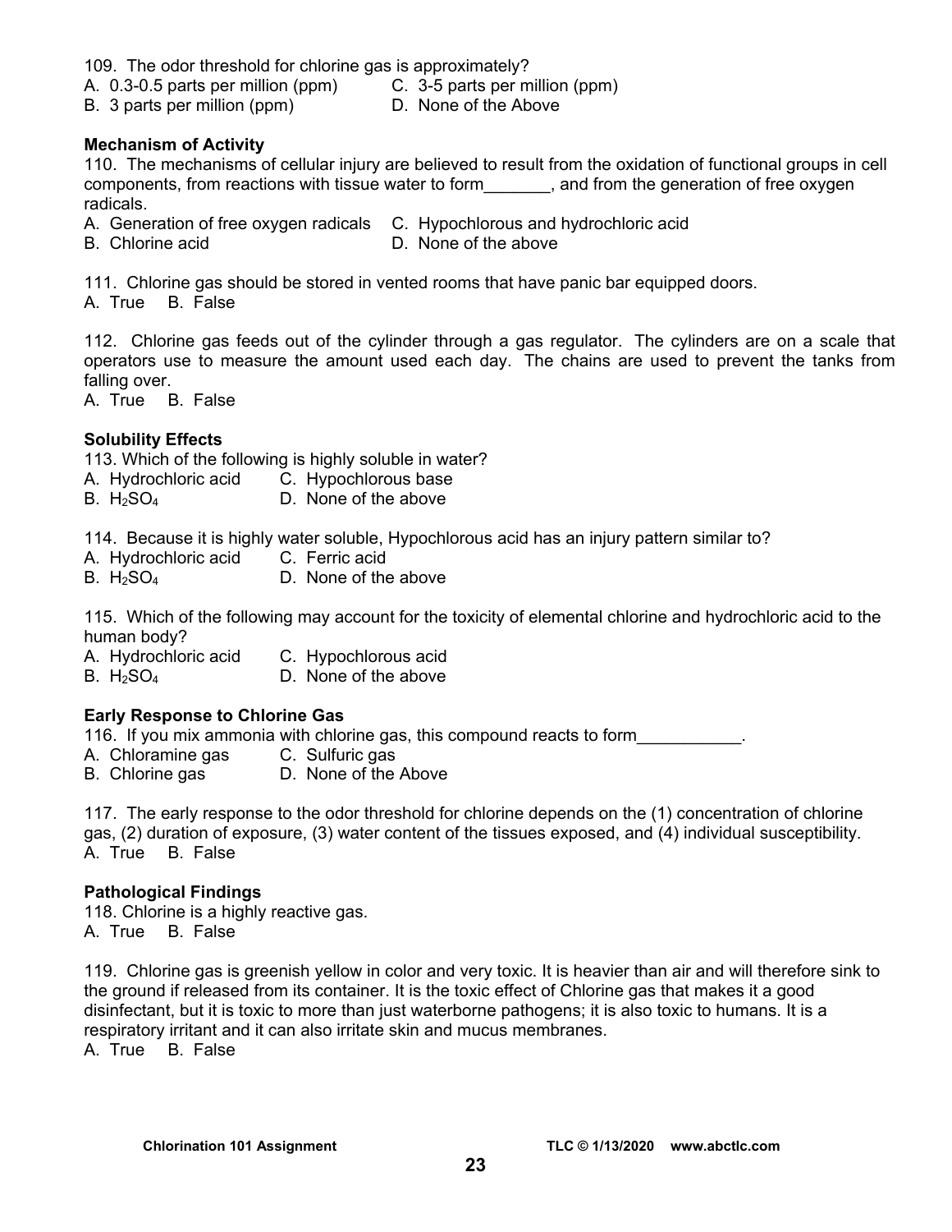109. The odor threshold for chlorine gas is approximately?
A. 0.3-0.5 parts per million (ppm)
B. 3 parts per million (ppm)
C. 3-5 parts per million (ppm)
D. None of the Above

**Mechanism of Activity**

110. The mechanisms of cellular injury are believed to result from the oxidation of functional groups in cell components, from reactions with tissue water to form_______, and from the generation of free oxygen radicals.
A. Generation of free oxygen radicals
B. Chlorine acid
C. Hypochlorous and hydrochloric acid
D. None of the above

111. Chlorine gas should be stored in vented rooms that have panic bar equipped doors.
A. True B. False

112. Chlorine gas feeds out of the cylinder through a gas regulator. The cylinders are on a scale that operators use to measure the amount used each day. The chains are used to prevent the tanks from falling over.
A. True B. False

**Solubility Effects**

113. Which of the following is highly soluble in water?
A. Hydrochloric acid
B. $H_2SO_4$
C. Hypochlorous base
D. None of the above

114. Because it is highly water soluble, Hypochlorous acid has an injury pattern similar to?
A. Hydrochloric acid
B. $H_2SO_4$
C. Ferric acid
D. None of the above

115. Which of the following may account for the toxicity of elemental chlorine and hydrochloric acid to the human body?
A. Hydrochloric acid
B. $H_2SO_4$
C. Hypochlorous acid
D. None of the above

**Early Response to Chlorine Gas**

116. If you mix ammonia with chlorine gas, this compound reacts to form___________.
A. Chloramine gas
B. Chlorine gas
C. Sulfuric gas
D. None of the Above

117. The early response to the odor threshold for chlorine depends on the (1) concentration of chlorine gas, (2) duration of exposure, (3) water content of the tissues exposed, and (4) individual susceptibility.
A. True B. False

**Pathological Findings**

118. Chlorine is a highly reactive gas.
A. True B. False

119. Chlorine gas is greenish yellow in color and very toxic. It is heavier than air and will therefore sink to the ground if released from its container. It is the toxic effect of Chlorine gas that makes it a good disinfectant, but it is toxic to more than just waterborne pathogens; it is also toxic to humans. It is a respiratory irritant and it can also irritate skin and mucus membranes.
A. True B. False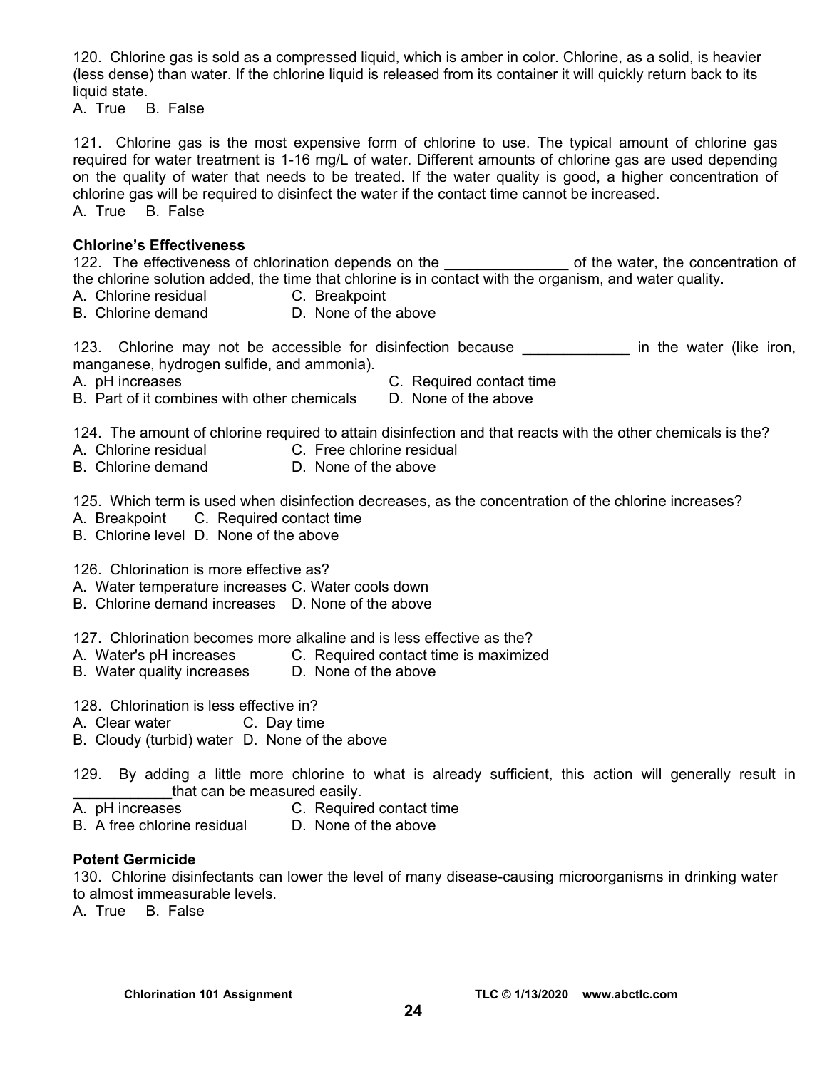120. Chlorine gas is sold as a compressed liquid, which is amber in color. Chlorine, as a solid, is heavier (less dense) than water. If the chlorine liquid is released from its container it will quickly return back to its liquid state.
A. True B. False

121. Chlorine gas is the most expensive form of chlorine to use. The typical amount of chlorine gas required for water treatment is 1-16 mg/L of water. Different amounts of chlorine gas are used depending on the quality of water that needs to be treated. If the water quality is good, a higher concentration of chlorine gas will be required to disinfect the water if the contact time cannot be increased.
A. True B. False

**Chlorine's Effectiveness**

122. The effectiveness of chlorination depends on the _______________ of the water, the concentration of the chlorine solution added, the time that chlorine is in contact with the organism, and water quality.
A. Chlorine residual C. Breakpoint
B. Chlorine demand D. None of the above

123. Chlorine may not be accessible for disinfection because _____________ in the water (like iron, manganese, hydrogen sulfide, and ammonia).
A. pH increases C. Required contact time
B. Part of it combines with other chemicals D. None of the above

124. The amount of chlorine required to attain disinfection and that reacts with the other chemicals is the?
A. Chlorine residual C. Free chlorine residual
B. Chlorine demand D. None of the above

125. Which term is used when disinfection decreases, as the concentration of the chlorine increases?
A. Breakpoint C. Required contact time
B. Chlorine level D. None of the above

126. Chlorination is more effective as?
A. Water temperature increases C. Water cools down
B. Chlorine demand increases D. None of the above

127. Chlorination becomes more alkaline and is less effective as the?
A. Water's pH increases C. Required contact time is maximized
B. Water quality increases D. None of the above

128. Chlorination is less effective in?
A. Clear water C. Day time
B. Cloudy (turbid) water D. None of the above

129. By adding a little more chlorine to what is already sufficient, this action will generally result in ____________that can be measured easily.
A. pH increases C. Required contact time
B. A free chlorine residual D. None of the above

**Potent Germicide**

130. Chlorine disinfectants can lower the level of many disease-causing microorganisms in drinking water to almost immeasurable levels.
A. True B. False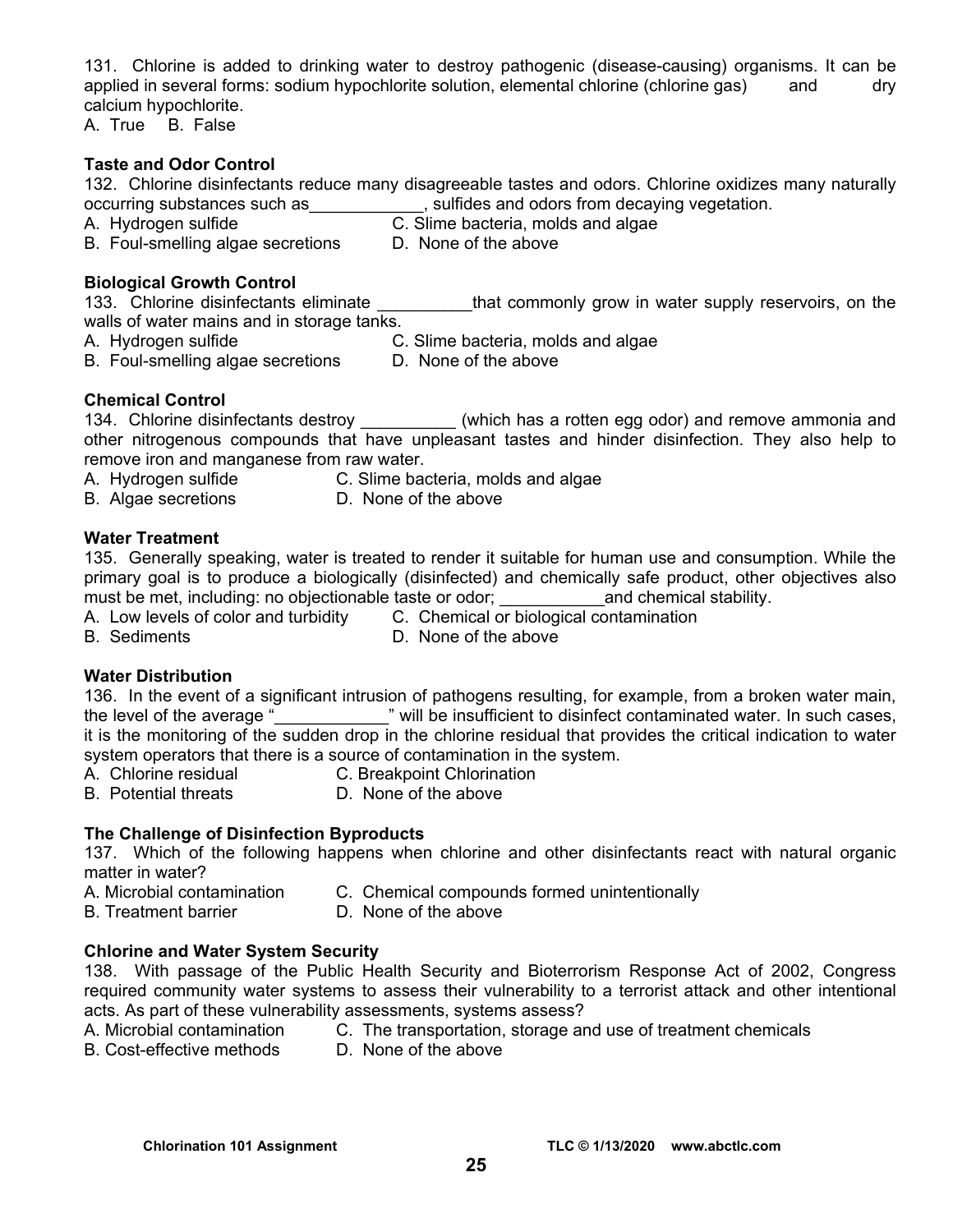131. Chlorine is added to drinking water to destroy pathogenic (disease-causing) organisms. It can be applied in several forms: sodium hypochlorite solution, elemental chlorine (chlorine gas) and dry calcium hypochlorite.
A. True B. False

**Taste and Odor Control**
132. Chlorine disinfectants reduce many disagreeable tastes and odors. Chlorine oxidizes many naturally occurring substances such as____________, sulfides and odors from decaying vegetation.
A. Hydrogen sulfide C. Slime bacteria, molds and algae
B. Foul-smelling algae secretions D. None of the above

**Biological Growth Control**
133. Chlorine disinfectants eliminate __________that commonly grow in water supply reservoirs, on the walls of water mains and in storage tanks.
A. Hydrogen sulfide C. Slime bacteria, molds and algae
B. Foul-smelling algae secretions D. None of the above

**Chemical Control**
134. Chlorine disinfectants destroy __________ (which has a rotten egg odor) and remove ammonia and other nitrogenous compounds that have unpleasant tastes and hinder disinfection. They also help to remove iron and manganese from raw water.
A. Hydrogen sulfide C. Slime bacteria, molds and algae
B. Algae secretions D. None of the above

**Water Treatment**
135. Generally speaking, water is treated to render it suitable for human use and consumption. While the primary goal is to produce a biologically (disinfected) and chemically safe product, other objectives also must be met, including: no objectionable taste or odor; ___________and chemical stability.
A. Low levels of color and turbidity C. Chemical or biological contamination
B. Sediments D. None of the above

**Water Distribution**
136. In the event of a significant intrusion of pathogens resulting, for example, from a broken water main, the level of the average "____________" will be insufficient to disinfect contaminated water. In such cases, it is the monitoring of the sudden drop in the chlorine residual that provides the critical indication to water system operators that there is a source of contamination in the system.
A. Chlorine residual C. Breakpoint Chlorination
B. Potential threats D. None of the above

**The Challenge of Disinfection Byproducts**
137. Which of the following happens when chlorine and other disinfectants react with natural organic matter in water?
A. Microbial contamination C. Chemical compounds formed unintentionally
B. Treatment barrier D. None of the above

**Chlorine and Water System Security**
138. With passage of the Public Health Security and Bioterrorism Response Act of 2002, Congress required community water systems to assess their vulnerability to a terrorist attack and other intentional acts. As part of these vulnerability assessments, systems assess?
A. Microbial contamination C. The transportation, storage and use of treatment chemicals
B. Cost-effective methods D. None of the above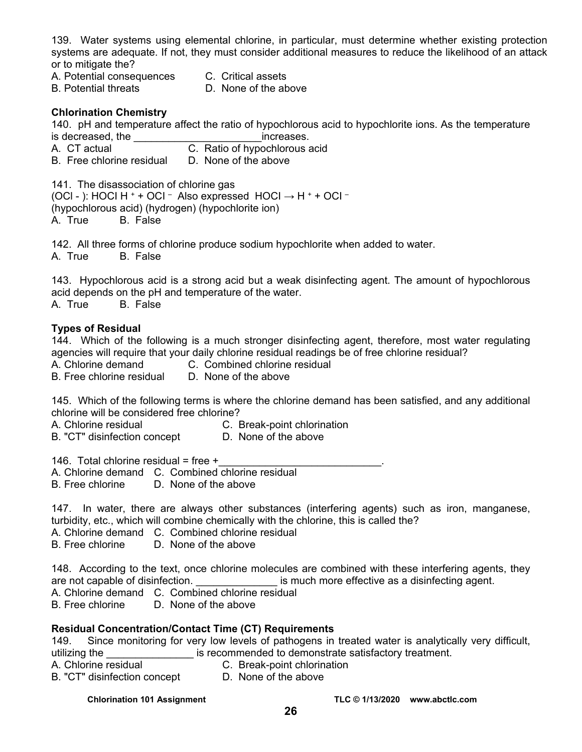139. Water systems using elemental chlorine, in particular, must determine whether existing protection systems are adequate. If not, they must consider additional measures to reduce the likelihood of an attack or to mitigate the?

A. Potential consequences  C. Critical assets
B. Potential threats  D. None of the above

**Chlorination Chemistry**

140. pH and temperature affect the ratio of hypochlorous acid to hypochlorite ions. As the temperature is decreased, the ______________________increases.

A. CT actual  C. Ratio of hypochlorous acid
B. Free chlorine residual  D. None of the above

141. The disassociation of chlorine gas
($OCl^-$): HOCl $H^+ + OCl^-$ Also expressed $HOCl \rightarrow H^+ + OCl^-$
(hypochlorous acid) (hydrogen) (hypochlorite ion)

A. True  B. False

142. All three forms of chlorine produce sodium hypochlorite when added to water.

A. True  B. False

143. Hypochlorous acid is a strong acid but a weak disinfecting agent. The amount of hypochlorous acid depends on the pH and temperature of the water.

A. True  B. False

**Types of Residual**

144. Which of the following is a much stronger disinfecting agent, therefore, most water regulating agencies will require that your daily chlorine residual readings be of free chlorine residual?

A. Chlorine demand  C. Combined chlorine residual
B. Free chlorine residual  D. None of the above

145. Which of the following terms is where the chlorine demand has been satisfied, and any additional chlorine will be considered free chlorine?

A. Chlorine residual  C. Break-point chlorination
B. "CT" disinfection concept  D. None of the above

146. Total chlorine residual = free +____________________________.

A. Chlorine demand  C. Combined chlorine residual
B. Free chlorine  D. None of the above

147. In water, there are always other substances (interfering agents) such as iron, manganese, turbidity, etc., which will combine chemically with the chlorine, this is called the?

A. Chlorine demand  C. Combined chlorine residual
B. Free chlorine  D. None of the above

148. According to the text, once chlorine molecules are combined with these interfering agents, they are not capable of disinfection. ______________ is much more effective as a disinfecting agent.

A. Chlorine demand  C. Combined chlorine residual
B. Free chlorine  D. None of the above

**Residual Concentration/Contact Time (CT) Requirements**

149. Since monitoring for very low levels of pathogens in treated water is analytically very difficult, utilizing the _______________ is recommended to demonstrate satisfactory treatment.

A. Chlorine residual  C. Break-point chlorination
B. "CT" disinfection concept  D. None of the above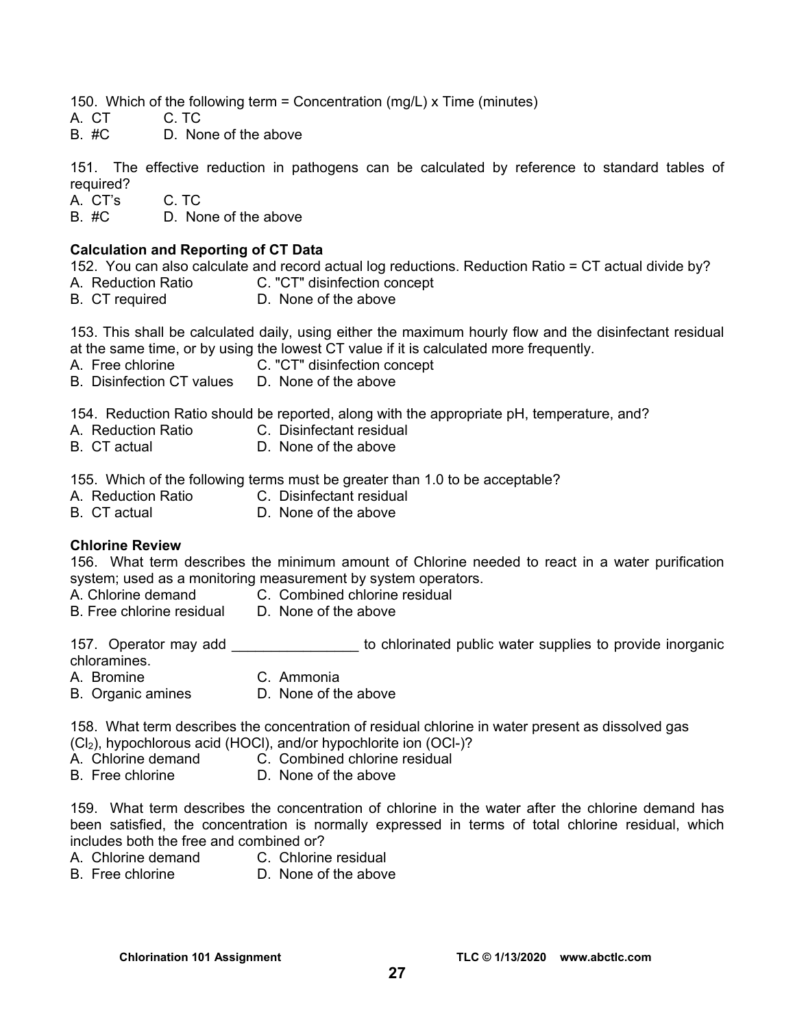150. Which of the following term = Concentration (mg/L) x Time (minutes)
A. CT C. TC
B. #C D. None of the above

151. The effective reduction in pathogens can be calculated by reference to standard tables of required?
A. CT's C. TC
B. #C D. None of the above

**Calculation and Reporting of CT Data**

152. You can also calculate and record actual log reductions. Reduction Ratio = CT actual divide by?
A. Reduction Ratio C. "CT" disinfection concept
B. CT required D. None of the above

153. This shall be calculated daily, using either the maximum hourly flow and the disinfectant residual at the same time, or by using the lowest CT value if it is calculated more frequently.
A. Free chlorine C. "CT" disinfection concept
B. Disinfection CT values D. None of the above

154. Reduction Ratio should be reported, along with the appropriate pH, temperature, and?
A. Reduction Ratio C. Disinfectant residual
B. CT actual D. None of the above

155. Which of the following terms must be greater than 1.0 to be acceptable?
A. Reduction Ratio C. Disinfectant residual
B. CT actual D. None of the above

**Chlorine Review**

156. What term describes the minimum amount of Chlorine needed to react in a water purification system; used as a monitoring measurement by system operators.
A. Chlorine demand C. Combined chlorine residual
B. Free chlorine residual D. None of the above

157. Operator may add ________________ to chlorinated public water supplies to provide inorganic chloramines.
A. Bromine C. Ammonia
B. Organic amines D. None of the above

158. What term describes the concentration of residual chlorine in water present as dissolved gas ($Cl_2$), hypochlorous acid (HOCl), and/or hypochlorite ion ($OCl^-$)?
A. Chlorine demand C. Combined chlorine residual
B. Free chlorine D. None of the above

159. What term describes the concentration of chlorine in the water after the chlorine demand has been satisfied, the concentration is normally expressed in terms of total chlorine residual, which includes both the free and combined or?
A. Chlorine demand C. Chlorine residual
B. Free chlorine D. None of the above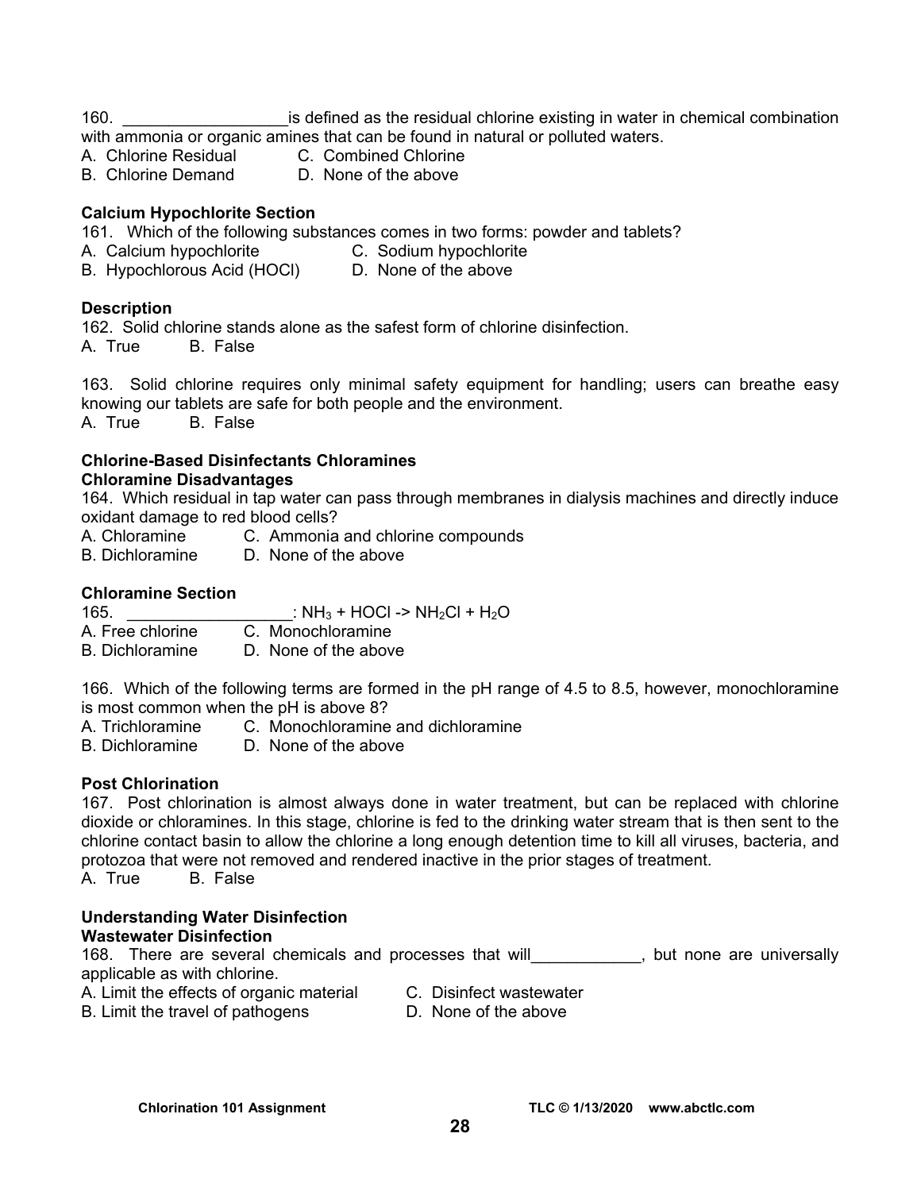160. __________________is defined as the residual chlorine existing in water in chemical combination with ammonia or organic amines that can be found in natural or polluted waters.

A. Chlorine Residual  C. Combined Chlorine
B. Chlorine Demand  D. None of the above

**Calcium Hypochlorite Section**

161. Which of the following substances comes in two forms: powder and tablets?

A. Calcium hypochlorite  C. Sodium hypochlorite
B. Hypochlorous Acid (HOCl)  D. None of the above

**Description**

162. Solid chlorine stands alone as the safest form of chlorine disinfection.

A. True  B. False

163. Solid chlorine requires only minimal safety equipment for handling; users can breathe easy knowing our tablets are safe for both people and the environment.

A. True  B. False

**Chlorine-Based Disinfectants Chloramines**
**Chloramine Disadvantages**

164. Which residual in tap water can pass through membranes in dialysis machines and directly induce oxidant damage to red blood cells?

A. Chloramine  C. Ammonia and chlorine compounds
B. Dichloramine  D. None of the above

**Chloramine Section**

165. __________________: $NH_3 + HOCl \rightarrow NH_2Cl + H_2O$

A. Free chlorine  C. Monochloramine
B. Dichloramine  D. None of the above

166. Which of the following terms are formed in the pH range of 4.5 to 8.5, however, monochloramine is most common when the pH is above 8?

A. Trichloramine  C. Monochloramine and dichloramine
B. Dichloramine  D. None of the above

**Post Chlorination**

167. Post chlorination is almost always done in water treatment, but can be replaced with chlorine dioxide or chloramines. In this stage, chlorine is fed to the drinking water stream that is then sent to the chlorine contact basin to allow the chlorine a long enough detention time to kill all viruses, bacteria, and protozoa that were not removed and rendered inactive in the prior stages of treatment.

A. True  B. False

**Understanding Water Disinfection**
**Wastewater Disinfection**

168. There are several chemicals and processes that will____________, but none are universally applicable as with chlorine.

A. Limit the effects of organic material  C. Disinfect wastewater
B. Limit the travel of pathogens  D. None of the above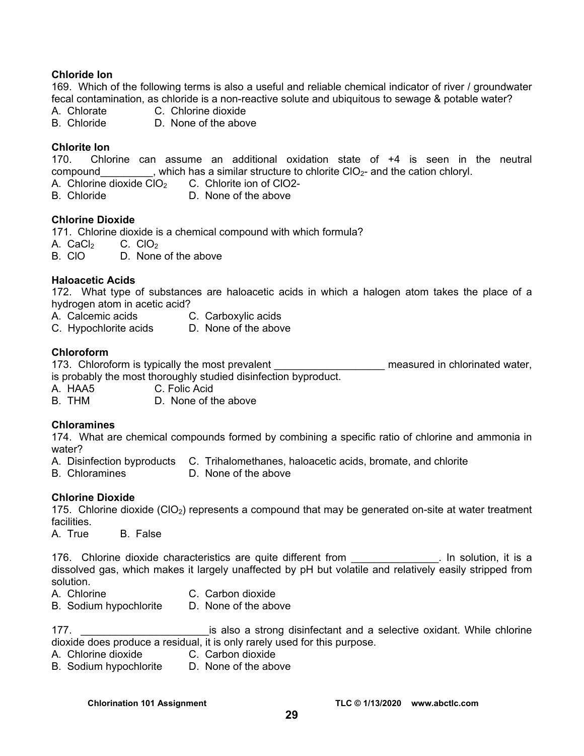**Chloride Ion**

169. Which of the following terms is also a useful and reliable chemical indicator of river / groundwater fecal contamination, as chloride is a non-reactive solute and ubiquitous to sewage & potable water?

A. Chlorate C. Chlorine dioxide
B. Chloride D. None of the above

**Chlorite Ion**

170. Chlorine can assume an additional oxidation state of +4 is seen in the neutral compound_________, which has a similar structure to chlorite $ClO_2$- and the cation chloryl.

A. Chlorine dioxide $ClO_2$ C. Chlorite ion of ClO2-
B. Chloride D. None of the above

**Chlorine Dioxide**

171. Chlorine dioxide is a chemical compound with which formula?

A. $CaCl_2$ C. $ClO_2$
B. ClO D. None of the above

**Haloacetic Acids**

172. What type of substances are haloacetic acids in which a halogen atom takes the place of a hydrogen atom in acetic acid?

A. Calcemic acids C. Carboxylic acids
C. Hypochlorite acids D. None of the above

**Chloroform**

173. Chloroform is typically the most prevalent ___________________ measured in chlorinated water, is probably the most thoroughly studied disinfection byproduct.

A. HAA5 C. Folic Acid
B. THM D. None of the above

**Chloramines**

174. What are chemical compounds formed by combining a specific ratio of chlorine and ammonia in water?

A. Disinfection byproducts C. Trihalomethanes, haloacetic acids, bromate, and chlorite
B. Chloramines D. None of the above

**Chlorine Dioxide**

175. Chlorine dioxide ($ClO_2$) represents a compound that may be generated on-site at water treatment facilities.

A. True B. False

176. Chlorine dioxide characteristics are quite different from _______________. In solution, it is a dissolved gas, which makes it largely unaffected by pH but volatile and relatively easily stripped from solution.

A. Chlorine C. Carbon dioxide
B. Sodium hypochlorite D. None of the above

177. ______________________is also a strong disinfectant and a selective oxidant. While chlorine dioxide does produce a residual, it is only rarely used for this purpose.

A. Chlorine dioxide C. Carbon dioxide
B. Sodium hypochlorite D. None of the above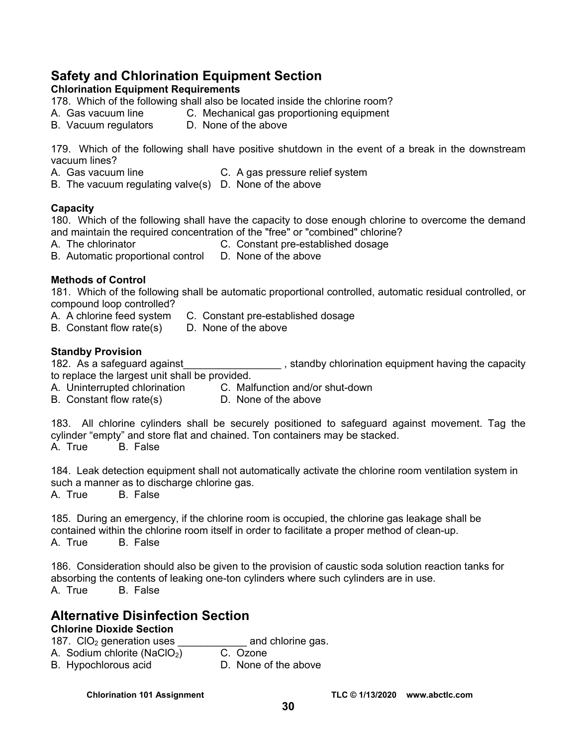## Safety and Chlorination Equipment Section

### Chlorination Equipment Requirements

178. Which of the following shall also be located inside the chlorine room?
A. Gas vacuum line
B. Vacuum regulators
C. Mechanical gas proportioning equipment
D. None of the above

179. Which of the following shall have positive shutdown in the event of a break in the downstream vacuum lines?
A. Gas vacuum line
B. The vacuum regulating valve(s)
C. A gas pressure relief system
D. None of the above

### Capacity

180. Which of the following shall have the capacity to dose enough chlorine to overcome the demand and maintain the required concentration of the "free" or "combined" chlorine?
A. The chlorinator
B. Automatic proportional control
C. Constant pre-established dosage
D. None of the above

### Methods of Control

181. Which of the following shall be automatic proportional controlled, automatic residual controlled, or compound loop controlled?
A. A chlorine feed system
B. Constant flow rate(s)
C. Constant pre-established dosage
D. None of the above

### Standby Provision

182. As a safeguard against_________________ , standby chlorination equipment having the capacity to replace the largest unit shall be provided.
A. Uninterrupted chlorination
B. Constant flow rate(s)
C. Malfunction and/or shut-down
D. None of the above

183. All chlorine cylinders shall be securely positioned to safeguard against movement. Tag the cylinder "empty" and store flat and chained. Ton containers may be stacked.
A. True B. False

184. Leak detection equipment shall not automatically activate the chlorine room ventilation system in such a manner as to discharge chlorine gas.
A. True B. False

185. During an emergency, if the chlorine room is occupied, the chlorine gas leakage shall be contained within the chlorine room itself in order to facilitate a proper method of clean-up.
A. True B. False

186. Consideration should also be given to the provision of caustic soda solution reaction tanks for absorbing the contents of leaking one-ton cylinders where such cylinders are in use.
A. True B. False

## Alternative Disinfection Section

### Chlorine Dioxide Section

187. $ClO_2$ generation uses ____________ and chlorine gas.
A. Sodium chlorite ($NaClO_2$)
B. Hypochlorous acid
C. Ozone
D. None of the above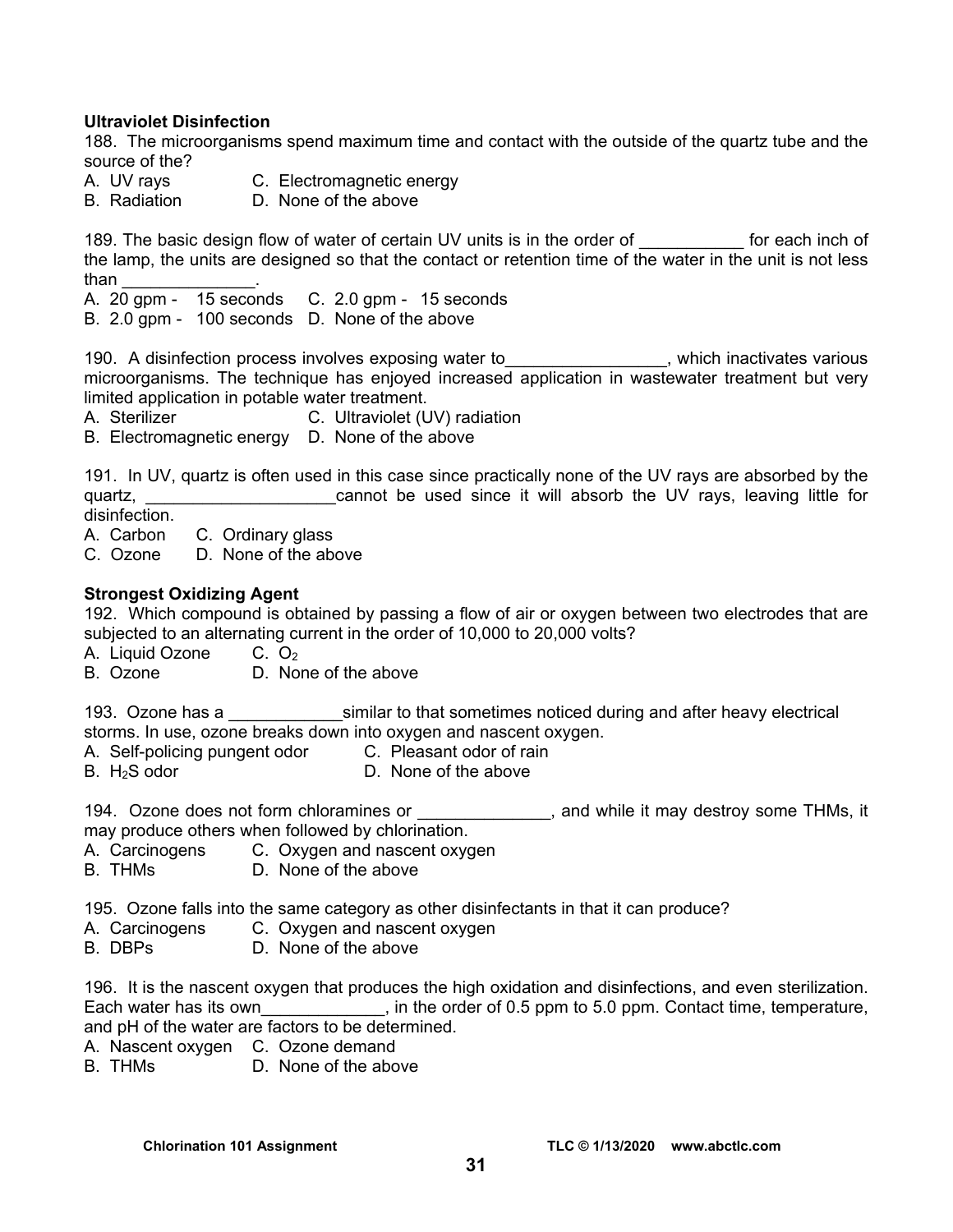**Ultraviolet Disinfection**

188. The microorganisms spend maximum time and contact with the outside of the quartz tube and the source of the?
A. UV rays C. Electromagnetic energy
B. Radiation D. None of the above

189. The basic design flow of water of certain UV units is in the order of ___________ for each inch of the lamp, the units are designed so that the contact or retention time of the water in the unit is not less than ______________.
A. 20 gpm - 15 seconds C. 2.0 gpm - 15 seconds
B. 2.0 gpm - 100 seconds D. None of the above

190. A disinfection process involves exposing water to_________________, which inactivates various microorganisms. The technique has enjoyed increased application in wastewater treatment but very limited application in potable water treatment.
A. Sterilizer C. Ultraviolet (UV) radiation
B. Electromagnetic energy D. None of the above

191. In UV, quartz is often used in this case since practically none of the UV rays are absorbed by the quartz, ____________________cannot be used since it will absorb the UV rays, leaving little for disinfection.
A. Carbon C. Ordinary glass
C. Ozone D. None of the above

**Strongest Oxidizing Agent**

192. Which compound is obtained by passing a flow of air or oxygen between two electrodes that are subjected to an alternating current in the order of 10,000 to 20,000 volts?
A. Liquid Ozone C. $O_2$
B. Ozone D. None of the above

193. Ozone has a ____________similar to that sometimes noticed during and after heavy electrical storms. In use, ozone breaks down into oxygen and nascent oxygen.
A. Self-policing pungent odor C. Pleasant odor of rain
B. $H_2S$ odor D. None of the above

194. Ozone does not form chloramines or ______________, and while it may destroy some THMs, it may produce others when followed by chlorination.
A. Carcinogens C. Oxygen and nascent oxygen
B. THMs D. None of the above

195. Ozone falls into the same category as other disinfectants in that it can produce?
A. Carcinogens C. Oxygen and nascent oxygen
B. DBPs D. None of the above

196. It is the nascent oxygen that produces the high oxidation and disinfections, and even sterilization. Each water has its own_____________, in the order of 0.5 ppm to 5.0 ppm. Contact time, temperature, and pH of the water are factors to be determined.
A. Nascent oxygen C. Ozone demand
B. THMs D. None of the above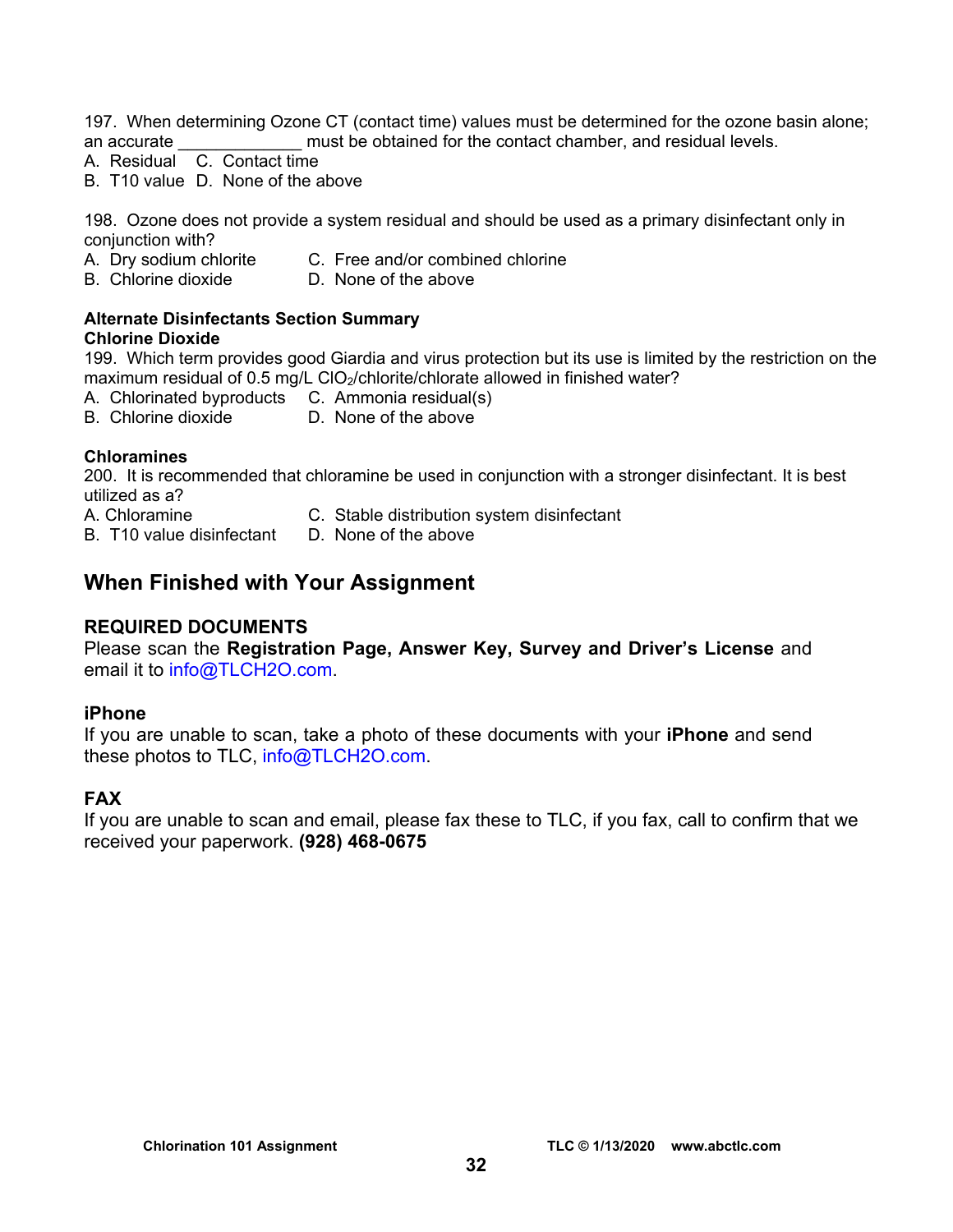197. When determining Ozone CT (contact time) values must be determined for the ozone basin alone; an accurate _____________ must be obtained for the contact chamber, and residual levels.

A. Residual  C. Contact time
B. T10 value  D. None of the above

198. Ozone does not provide a system residual and should be used as a primary disinfectant only in conjunction with?

A. Dry sodium chlorite  C. Free and/or combined chlorine
B. Chlorine dioxide  D. None of the above

**Alternate Disinfectants Section Summary**

**Chlorine Dioxide**

199. Which term provides good Giardia and virus protection but its use is limited by the restriction on the maximum residual of 0.5 mg/L $ClO_2$/chlorite/chlorate allowed in finished water?

A. Chlorinated byproducts  C. Ammonia residual(s)
B. Chlorine dioxide  D. None of the above

**Chloramines**

200. It is recommended that chloramine be used in conjunction with a stronger disinfectant. It is best utilized as a?

A. Chloramine  C. Stable distribution system disinfectant
B. T10 value disinfectant  D. None of the above

## When Finished with Your Assignment

### REQUIRED DOCUMENTS

Please scan the **Registration Page, Answer Key, Survey and Driver's License** and email it to info@TLCH2O.com.

### iPhone

If you are unable to scan, take a photo of these documents with your **iPhone** and send these photos to TLC, info@TLCH2O.com.

### FAX

If you are unable to scan and email, please fax these to TLC, if you fax, call to confirm that we received your paperwork. **(928) 468-0675**